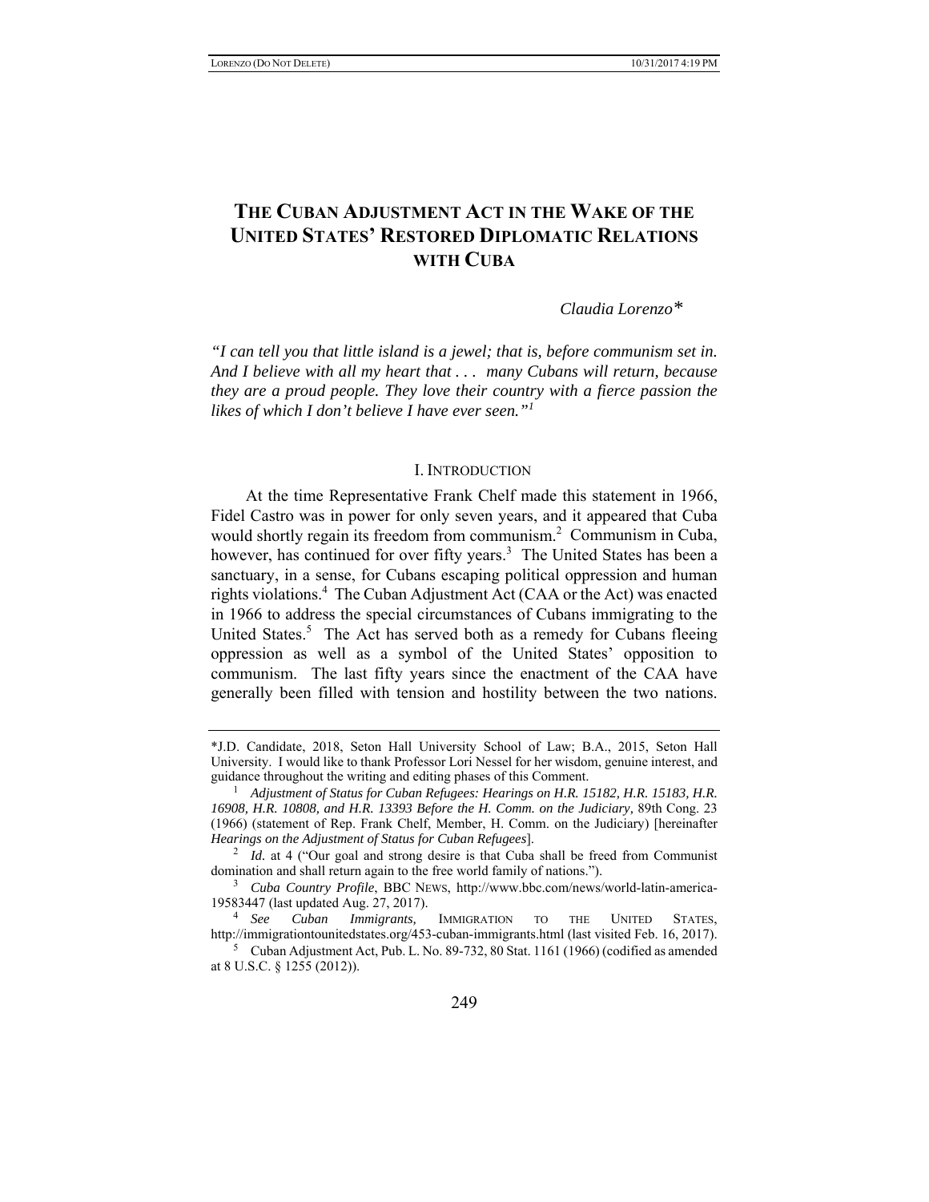# THE CUBAN ADJUSTMENT ACT IN THE WAKE OF THE UNITED STATES' RESTORED DIPLOMATIC RELATIONS WITH CUBA

*Claudia Lorenzo\**

*"I can tell you that little island is a jewel; that is, before communism set in. And I believe with all my heart that . . . many Cubans will return, because they are a proud people. They love their country with a fierce passion the likes of which I don't believe I have ever seen."*[1]

## I. INTRODUCTION

At the time Representative Frank Chelf made this statement in 1966, Fidel Castro was in power for only seven years, and it appeared that Cuba would shortly regain its freedom from communism.[2] Communism in Cuba, however, has continued for over fifty years.[3] The United States has been a sanctuary, in a sense, for Cubans escaping political oppression and human rights violations.[4] The Cuban Adjustment Act (CAA or the Act) was enacted in 1966 to address the special circumstances of Cubans immigrating to the United States.[5] The Act has served both as a remedy for Cubans fleeing oppression as well as a symbol of the United States' opposition to communism. The last fifty years since the enactment of the CAA have generally been filled with tension and hostility between the two nations.

---

\*J.D. Candidate, 2018, Seton Hall University School of Law; B.A., 2015, Seton Hall University. I would like to thank Professor Lori Nessel for her wisdom, genuine interest, and guidance throughout the writing and editing phases of this Comment.

[1] *Adjustment of Status for Cuban Refugees: Hearings on H.R. 15182, H.R. 15183, H.R. 16908, H.R. 10808, and H.R. 13393 Before the H. Comm. on the Judiciary,* 89th Cong. 23 (1966) (statement of Rep. Frank Chelf, Member, H. Comm. on the Judiciary) [hereinafter *Hearings on the Adjustment of Status for Cuban Refugees*].

[2] *Id.* at 4 ("Our goal and strong desire is that Cuba shall be freed from Communist domination and shall return again to the free world family of nations.").

[3] *Cuba Country Profile*, BBC NEWS, http://www.bbc.com/news/world-latin-america-19583447 (last updated Aug. 27, 2017).

[4] *See Cuban Immigrants,* IMMIGRATION TO THE UNITED STATES, http://immigrationtounitedstates.org/453-cuban-immigrants.html (last visited Feb. 16, 2017).

[5] Cuban Adjustment Act, Pub. L. No. 89-732, 80 Stat. 1161 (1966) (codified as amended at 8 U.S.C. § 1255 (2012)).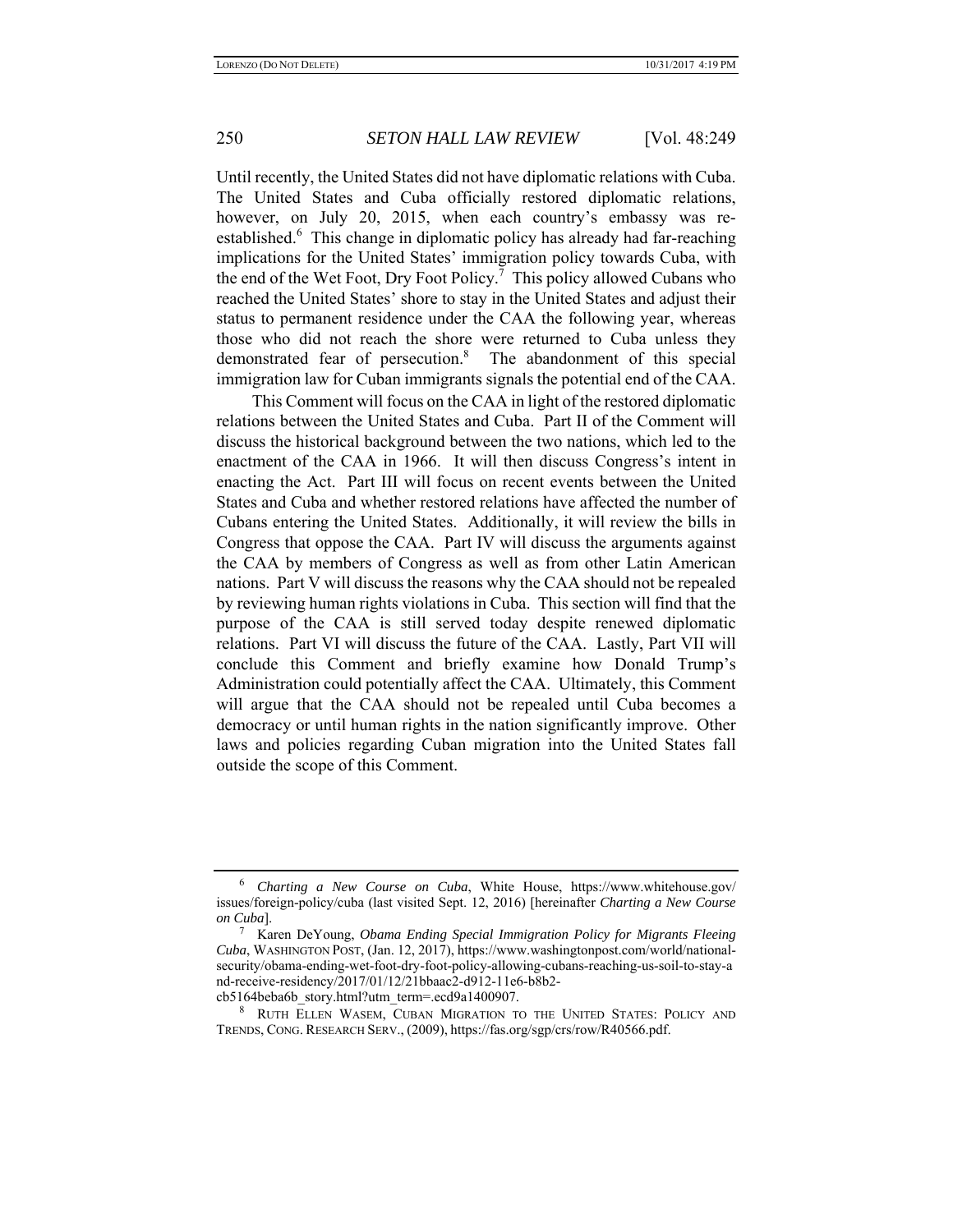Until recently, the United States did not have diplomatic relations with Cuba. The United States and Cuba officially restored diplomatic relations, however, on July 20, 2015, when each country's embassy was re-established.[6] This change in diplomatic policy has already had far-reaching implications for the United States' immigration policy towards Cuba, with the end of the Wet Foot, Dry Foot Policy.[7] This policy allowed Cubans who reached the United States' shore to stay in the United States and adjust their status to permanent residence under the CAA the following year, whereas those who did not reach the shore were returned to Cuba unless they demonstrated fear of persecution.[8] The abandonment of this special immigration law for Cuban immigrants signals the potential end of the CAA.

This Comment will focus on the CAA in light of the restored diplomatic relations between the United States and Cuba. Part II of the Comment will discuss the historical background between the two nations, which led to the enactment of the CAA in 1966. It will then discuss Congress's intent in enacting the Act. Part III will focus on recent events between the United States and Cuba and whether restored relations have affected the number of Cubans entering the United States. Additionally, it will review the bills in Congress that oppose the CAA. Part IV will discuss the arguments against the CAA by members of Congress as well as from other Latin American nations. Part V will discuss the reasons why the CAA should not be repealed by reviewing human rights violations in Cuba. This section will find that the purpose of the CAA is still served today despite renewed diplomatic relations. Part VI will discuss the future of the CAA. Lastly, Part VII will conclude this Comment and briefly examine how Donald Trump's Administration could potentially affect the CAA. Ultimately, this Comment will argue that the CAA should not be repealed until Cuba becomes a democracy or until human rights in the nation significantly improve. Other laws and policies regarding Cuban migration into the United States fall outside the scope of this Comment.

---

[6] *Charting a New Course on Cuba*, White House, https://www.whitehouse.gov/issues/foreign-policy/cuba (last visited Sept. 12, 2016) [hereinafter *Charting a New Course on Cuba*].

[7] Karen DeYoung, *Obama Ending Special Immigration Policy for Migrants Fleeing Cuba*, WASHINGTON POST, (Jan. 12, 2017), https://www.washingtonpost.com/world/national-security/obama-ending-wet-foot-dry-foot-policy-allowing-cubans-reaching-us-soil-to-stay-and-receive-residency/2017/01/12/21bbaac2-d912-11e6-b8b2-cb5164beba6b_story.html?utm_term=.ecd9a1400907.

[8] RUTH ELLEN WASEM, CUBAN MIGRATION TO THE UNITED STATES: POLICY AND TRENDS, CONG. RESEARCH SERV., (2009), https://fas.org/sgp/crs/row/R40566.pdf.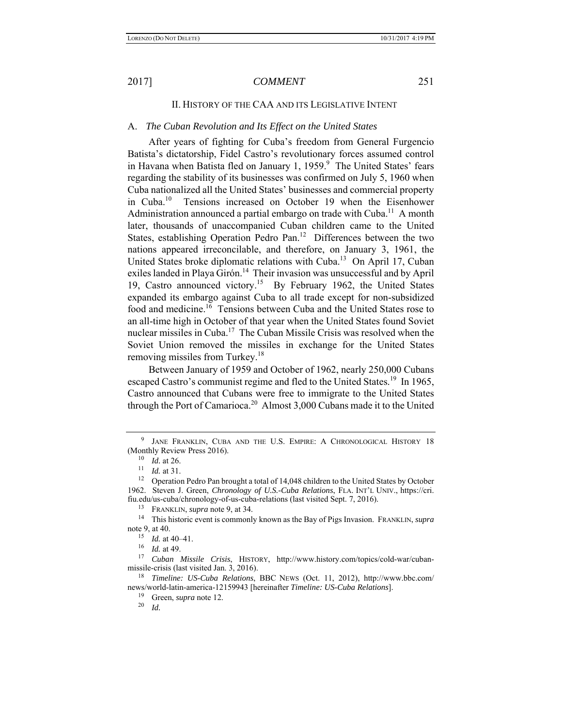## II. History of the CAA and its Legislative Intent

### A. *The Cuban Revolution and Its Effect on the United States*

After years of fighting for Cuba's freedom from General Furgencio Batista's dictatorship, Fidel Castro's revolutionary forces assumed control in Havana when Batista fled on January 1, 1959.[9] The United States' fears regarding the stability of its businesses was confirmed on July 5, 1960 when Cuba nationalized all the United States' businesses and commercial property in Cuba.[10] Tensions increased on October 19 when the Eisenhower Administration announced a partial embargo on trade with Cuba.[11] A month later, thousands of unaccompanied Cuban children came to the United States, establishing Operation Pedro Pan.[12] Differences between the two nations appeared irreconcilable, and therefore, on January 3, 1961, the United States broke diplomatic relations with Cuba.[13] On April 17, Cuban exiles landed in Playa Girón.[14] Their invasion was unsuccessful and by April 19, Castro announced victory.[15] By February 1962, the United States expanded its embargo against Cuba to all trade except for non-subsidized food and medicine.[16] Tensions between Cuba and the United States rose to an all-time high in October of that year when the United States found Soviet nuclear missiles in Cuba.[17] The Cuban Missile Crisis was resolved when the Soviet Union removed the missiles in exchange for the United States removing missiles from Turkey.[18]

Between January of 1959 and October of 1962, nearly 250,000 Cubans escaped Castro's communist regime and fled to the United States.[19] In 1965, Castro announced that Cubans were free to immigrate to the United States through the Port of Camarioca.[20] Almost 3,000 Cubans made it to the United

---

[9] Jane Franklin, Cuba and the U.S. Empire: A Chronological History 18 (Monthly Review Press 2016).

[10] *Id.* at 26.

[11] *Id.* at 31.

[12] Operation Pedro Pan brought a total of 14,048 children to the United States by October 1962. Steven J. Green, *Chronology of U.S.-Cuba Relations*, Fla. Int'l Univ., https://cri.fiu.edu/us-cuba/chronology-of-us-cuba-relations (last visited Sept. 7, 2016).

[13] Franklin, *supra* note 9, at 34.

[14] This historic event is commonly known as the Bay of Pigs Invasion. Franklin, *supra* note 9, at 40.

[15] *Id.* at 40–41.

[16] *Id.* at 49.

[17] *Cuban Missile Crisis*, History, http://www.history.com/topics/cold-war/cuban-missile-crisis (last visited Jan. 3, 2016).

[18] *Timeline: US-Cuba Relations*, BBC News (Oct. 11, 2012), http://www.bbc.com/news/world-latin-america-12159943 [hereinafter *Timeline: US-Cuba Relations*].

[19] Green, *supra* note 12.

[20] *Id.*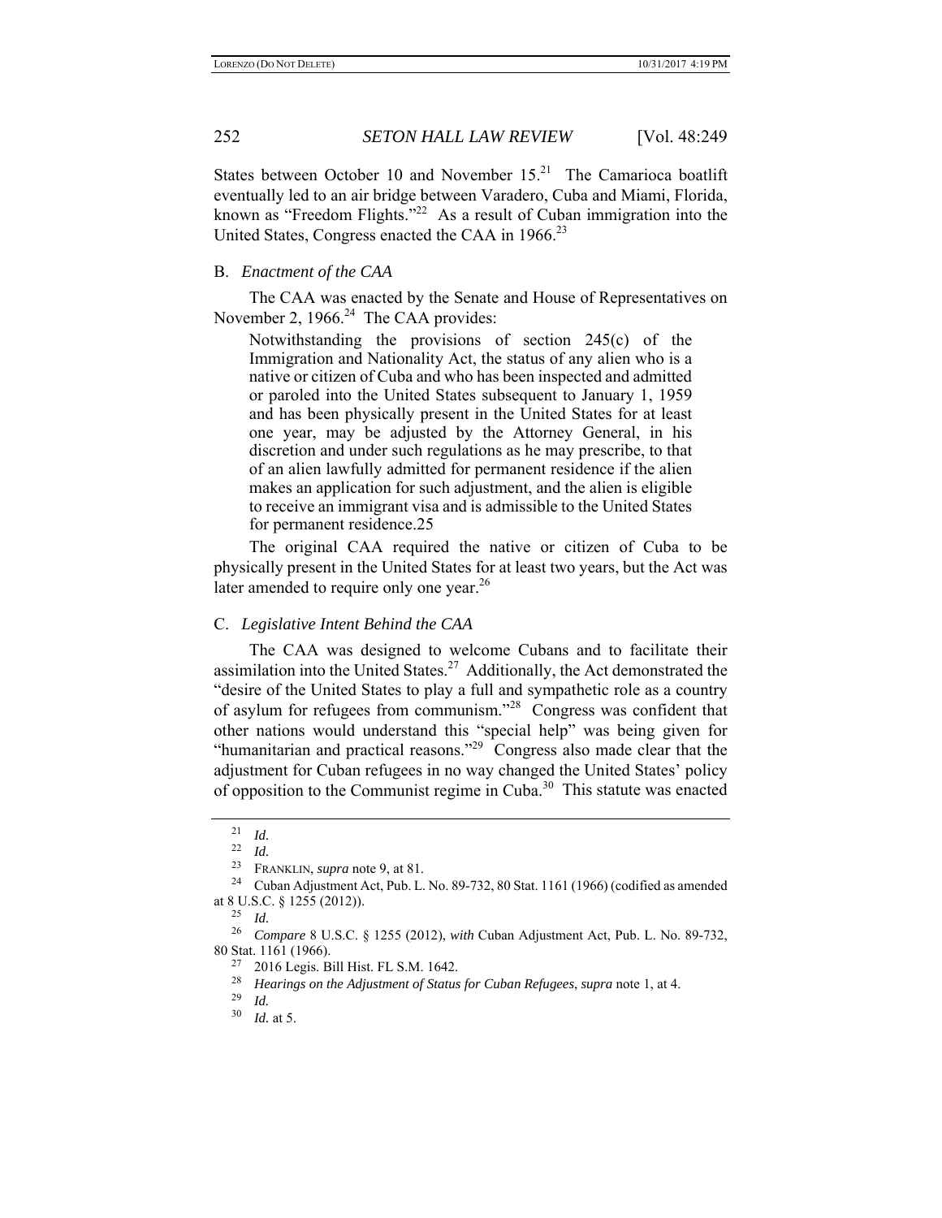States between October 10 and November 15.[21] The Camarioca boatlift eventually led to an air bridge between Varadero, Cuba and Miami, Florida, known as "Freedom Flights."[22] As a result of Cuban immigration into the United States, Congress enacted the CAA in 1966.[23]

## B. *Enactment of the CAA*

The CAA was enacted by the Senate and House of Representatives on November 2, 1966.[24] The CAA provides:

> Notwithstanding the provisions of section 245(c) of the Immigration and Nationality Act, the status of any alien who is a native or citizen of Cuba and who has been inspected and admitted or paroled into the United States subsequent to January 1, 1959 and has been physically present in the United States for at least one year, may be adjusted by the Attorney General, in his discretion and under such regulations as he may prescribe, to that of an alien lawfully admitted for permanent residence if the alien makes an application for such adjustment, and the alien is eligible to receive an immigrant visa and is admissible to the United States for permanent residence.25

The original CAA required the native or citizen of Cuba to be physically present in the United States for at least two years, but the Act was later amended to require only one year.[26]

## C. *Legislative Intent Behind the CAA*

The CAA was designed to welcome Cubans and to facilitate their assimilation into the United States.[27] Additionally, the Act demonstrated the "desire of the United States to play a full and sympathetic role as a country of asylum for refugees from communism."[28] Congress was confident that other nations would understand this "special help" was being given for "humanitarian and practical reasons."[29] Congress also made clear that the adjustment for Cuban refugees in no way changed the United States' policy of opposition to the Communist regime in Cuba.[30] This statute was enacted

---

[21] *Id.*

[22] *Id.*

[23] FRANKLIN, *supra* note 9, at 81.

[24] Cuban Adjustment Act, Pub. L. No. 89-732, 80 Stat. 1161 (1966) (codified as amended at 8 U.S.C. § 1255 (2012)).

[25] *Id.*

[26] *Compare* 8 U.S.C. § 1255 (2012), *with* Cuban Adjustment Act, Pub. L. No. 89-732, 80 Stat. 1161 (1966).

[27] 2016 Legis. Bill Hist. FL S.M. 1642.

[28] *Hearings on the Adjustment of Status for Cuban Refugees*, *supra* note 1, at 4.

[29] *Id.*

[30] *Id.* at 5.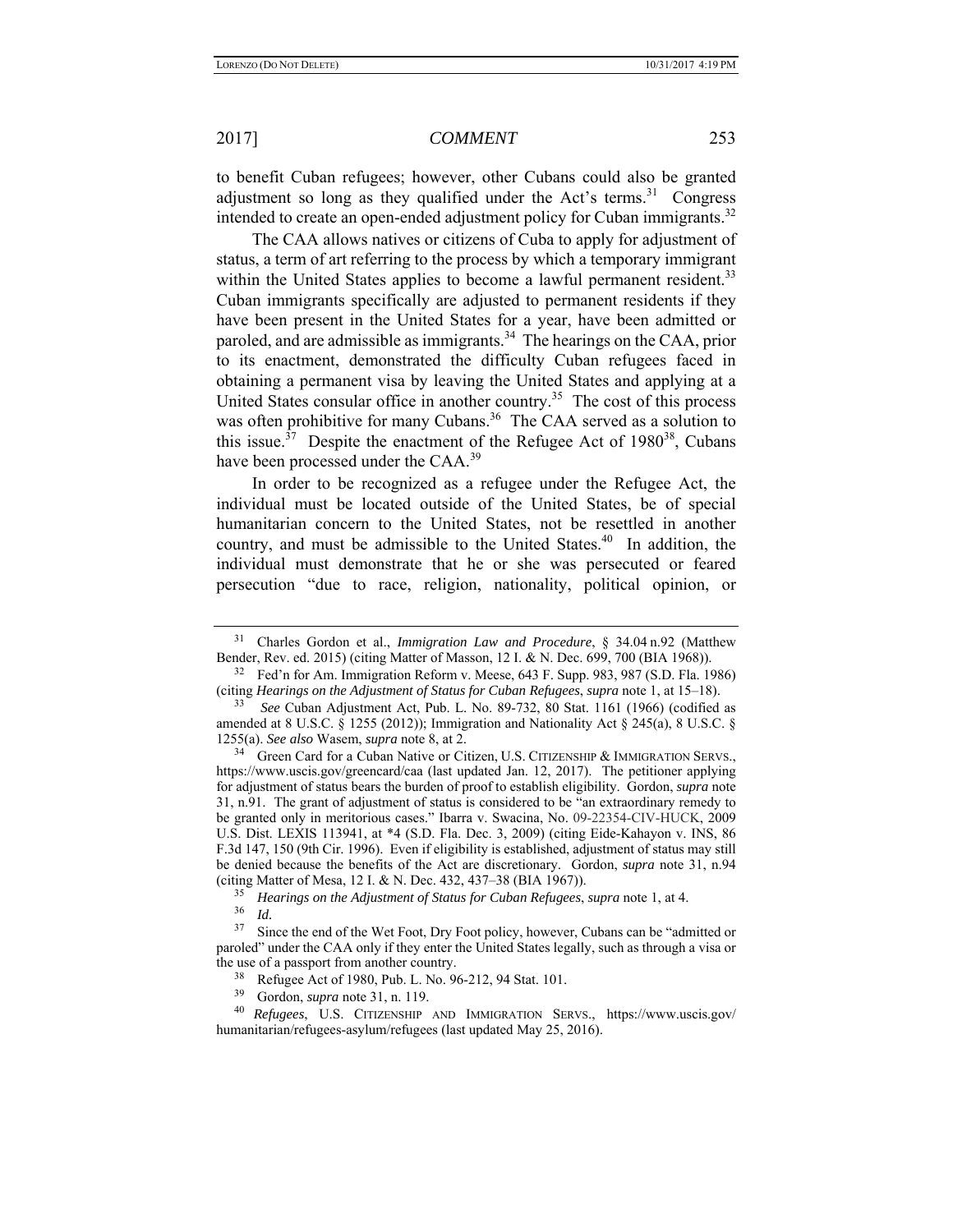to benefit Cuban refugees; however, other Cubans could also be granted adjustment so long as they qualified under the Act's terms.[31] Congress intended to create an open-ended adjustment policy for Cuban immigrants.[32]

The CAA allows natives or citizens of Cuba to apply for adjustment of status, a term of art referring to the process by which a temporary immigrant within the United States applies to become a lawful permanent resident.[33] Cuban immigrants specifically are adjusted to permanent residents if they have been present in the United States for a year, have been admitted or paroled, and are admissible as immigrants.[34] The hearings on the CAA, prior to its enactment, demonstrated the difficulty Cuban refugees faced in obtaining a permanent visa by leaving the United States and applying at a United States consular office in another country.[35] The cost of this process was often prohibitive for many Cubans.[36] The CAA served as a solution to this issue.[37] Despite the enactment of the Refugee Act of 1980[38], Cubans have been processed under the CAA.[39]

In order to be recognized as a refugee under the Refugee Act, the individual must be located outside of the United States, be of special humanitarian concern to the United States, not be resettled in another country, and must be admissible to the United States.[40] In addition, the individual must demonstrate that he or she was persecuted or feared persecution "due to race, religion, nationality, political opinion, or

---

[31] Charles Gordon et al., *Immigration Law and Procedure*, § 34.04 n.92 (Matthew Bender, Rev. ed. 2015) (citing Matter of Masson, 12 I. & N. Dec. 699, 700 (BIA 1968)).

[32] Fed'n for Am. Immigration Reform v. Meese, 643 F. Supp. 983, 987 (S.D. Fla. 1986) (citing *Hearings on the Adjustment of Status for Cuban Refugees*, *supra* note 1, at 15–18).

[33] *See* Cuban Adjustment Act, Pub. L. No. 89-732, 80 Stat. 1161 (1966) (codified as amended at 8 U.S.C. § 1255 (2012)); Immigration and Nationality Act § 245(a), 8 U.S.C. § 1255(a). *See also* Wasem, *supra* note 8, at 2.

[34] Green Card for a Cuban Native or Citizen, U.S. CITIZENSHIP & IMMIGRATION SERVS., https://www.uscis.gov/greencard/caa (last updated Jan. 12, 2017). The petitioner applying for adjustment of status bears the burden of proof to establish eligibility. Gordon, *supra* note 31, n.91. The grant of adjustment of status is considered to be "an extraordinary remedy to be granted only in meritorious cases." Ibarra v. Swacina, No. 09-22354-CIV-HUCK, 2009 U.S. Dist. LEXIS 113941, at *4 (S.D. Fla. Dec. 3, 2009) (citing Eide-Kahayon v. INS, 86 F.3d 147, 150 (9th Cir. 1996). Even if eligibility is established, adjustment of status may still be denied because the benefits of the Act are discretionary. Gordon, *supra* note 31, n.94 (citing Matter of Mesa, 12 I. & N. Dec. 432, 437–38 (BIA 1967)).

[35] *Hearings on the Adjustment of Status for Cuban Refugees*, *supra* note 1, at 4.

[36] *Id.*

[37] Since the end of the Wet Foot, Dry Foot policy, however, Cubans can be "admitted or paroled" under the CAA only if they enter the United States legally, such as through a visa or the use of a passport from another country.

[38] Refugee Act of 1980, Pub. L. No. 96-212, 94 Stat. 101.

[39] Gordon, *supra* note 31, n. 119.

[40] *Refugees*, U.S. CITIZENSHIP AND IMMIGRATION SERVS., https://www.uscis.gov/humanitarian/refugees-asylum/refugees (last updated May 25, 2016).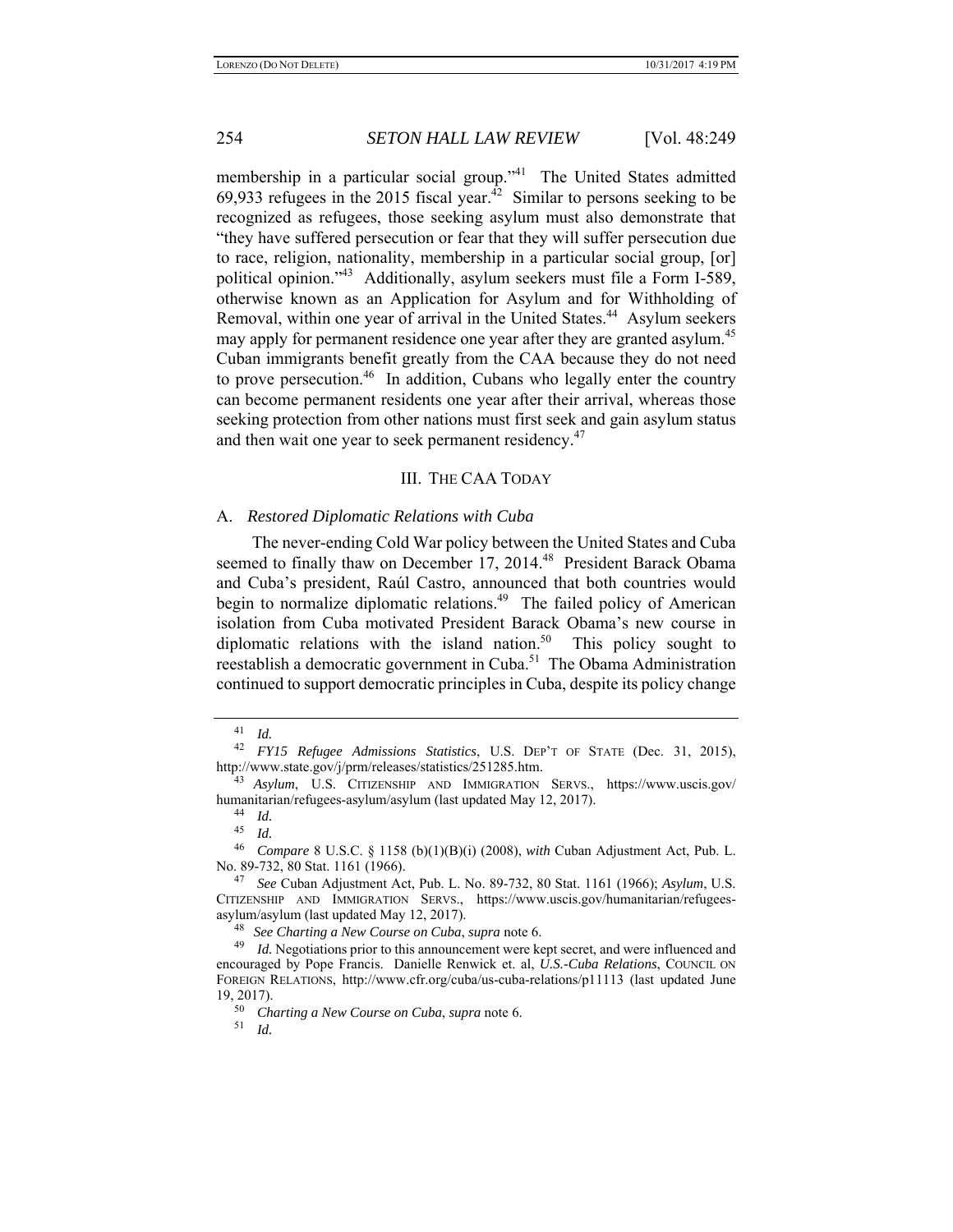membership in a particular social group."[41] The United States admitted 69,933 refugees in the 2015 fiscal year.[42] Similar to persons seeking to be recognized as refugees, those seeking asylum must also demonstrate that "they have suffered persecution or fear that they will suffer persecution due to race, religion, nationality, membership in a particular social group, [or] political opinion."[43] Additionally, asylum seekers must file a Form I-589, otherwise known as an Application for Asylum and for Withholding of Removal, within one year of arrival in the United States.[44] Asylum seekers may apply for permanent residence one year after they are granted asylum.[45] Cuban immigrants benefit greatly from the CAA because they do not need to prove persecution.[46] In addition, Cubans who legally enter the country can become permanent residents one year after their arrival, whereas those seeking protection from other nations must first seek and gain asylum status and then wait one year to seek permanent residency.[47]

## III. THE CAA TODAY

### A. *Restored Diplomatic Relations with Cuba*

The never-ending Cold War policy between the United States and Cuba seemed to finally thaw on December 17, 2014.[48] President Barack Obama and Cuba's president, Raúl Castro, announced that both countries would begin to normalize diplomatic relations.[49] The failed policy of American isolation from Cuba motivated President Barack Obama's new course in diplomatic relations with the island nation.[50] This policy sought to reestablish a democratic government in Cuba.[51] The Obama Administration continued to support democratic principles in Cuba, despite its policy change

---

[41] *Id.*

[42] *FY15 Refugee Admissions Statistics*, U.S. DEP'T OF STATE (Dec. 31, 2015), http://www.state.gov/j/prm/releases/statistics/251285.htm.

[43] *Asylum*, U.S. CITIZENSHIP AND IMMIGRATION SERVS., https://www.uscis.gov/humanitarian/refugees-asylum/asylum (last updated May 12, 2017).

[44] *Id.*

[45] *Id.*

[46] *Compare* 8 U.S.C. § 1158 (b)(1)(B)(i) (2008), *with* Cuban Adjustment Act, Pub. L. No. 89-732, 80 Stat. 1161 (1966).

[47] *See* Cuban Adjustment Act, Pub. L. No. 89-732, 80 Stat. 1161 (1966); *Asylum*, U.S. CITIZENSHIP AND IMMIGRATION SERVS., https://www.uscis.gov/humanitarian/refugees-asylum/asylum (last updated May 12, 2017).

[48] *See Charting a New Course on Cuba*, *supra* note 6.

[49] *Id.* Negotiations prior to this announcement were kept secret, and were influenced and encouraged by Pope Francis. Danielle Renwick et. al, *U.S.-Cuba Relations*, COUNCIL ON FOREIGN RELATIONS, http://www.cfr.org/cuba/us-cuba-relations/p11113 (last updated June 19, 2017).

[50] *Charting a New Course on Cuba*, *supra* note 6.

[51] *Id.*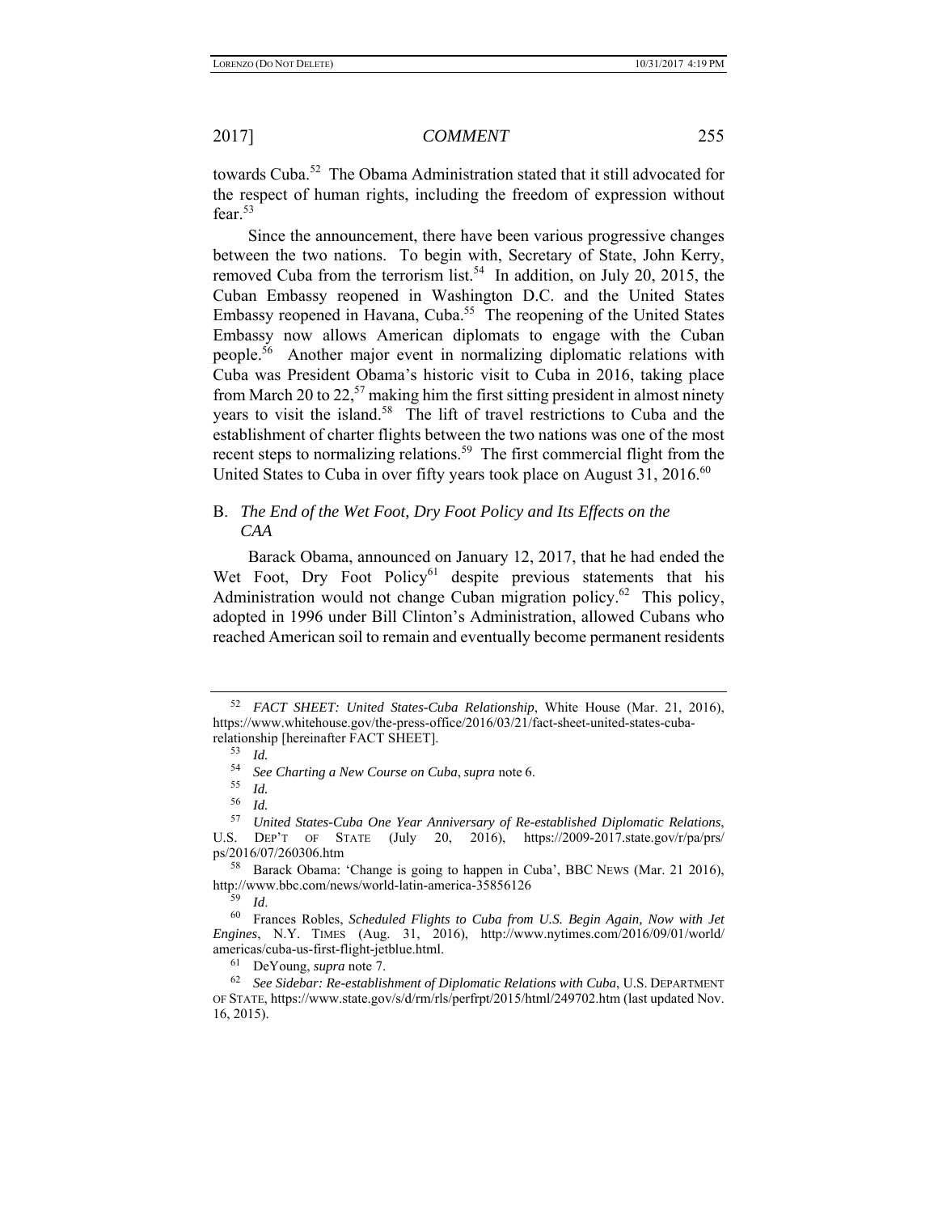towards Cuba.[52] The Obama Administration stated that it still advocated for the respect of human rights, including the freedom of expression without fear.[53]

Since the announcement, there have been various progressive changes between the two nations. To begin with, Secretary of State, John Kerry, removed Cuba from the terrorism list.[54] In addition, on July 20, 2015, the Cuban Embassy reopened in Washington D.C. and the United States Embassy reopened in Havana, Cuba.[55] The reopening of the United States Embassy now allows American diplomats to engage with the Cuban people.[56] Another major event in normalizing diplomatic relations with Cuba was President Obama's historic visit to Cuba in 2016, taking place from March 20 to 22,[57] making him the first sitting president in almost ninety years to visit the island.[58] The lift of travel restrictions to Cuba and the establishment of charter flights between the two nations was one of the most recent steps to normalizing relations.[59] The first commercial flight from the United States to Cuba in over fifty years took place on August 31, 2016.[60]

## B. *The End of the Wet Foot, Dry Foot Policy and Its Effects on the CAA*

Barack Obama, announced on January 12, 2017, that he had ended the Wet Foot, Dry Foot Policy[61] despite previous statements that his Administration would not change Cuban migration policy.[62] This policy, adopted in 1996 under Bill Clinton's Administration, allowed Cubans who reached American soil to remain and eventually become permanent residents

---

[52] *FACT SHEET: United States-Cuba Relationship*, White House (Mar. 21, 2016), https://www.whitehouse.gov/the-press-office/2016/03/21/fact-sheet-united-states-cuba-relationship [hereinafter FACT SHEET].

[53] *Id.*

[54] *See Charting a New Course on Cuba*, *supra* note 6.

[55] *Id.*

[56] *Id.*

[57] *United States-Cuba One Year Anniversary of Re-established Diplomatic Relations*, U.S. DEP'T OF STATE (July 20, 2016), https://2009-2017.state.gov/r/pa/prs/ps/2016/07/260306.htm

[58] Barack Obama: 'Change is going to happen in Cuba', BBC NEWS (Mar. 21 2016), http://www.bbc.com/news/world-latin-america-35856126

[59] *Id*.

[60] Frances Robles, *Scheduled Flights to Cuba from U.S. Begin Again, Now with Jet Engines*, N.Y. TIMES (Aug. 31, 2016), http://www.nytimes.com/2016/09/01/world/americas/cuba-us-first-flight-jetblue.html.

[61] DeYoung, *supra* note 7.

[62] *See Sidebar: Re-establishment of Diplomatic Relations with Cuba*, U.S. DEPARTMENT OF STATE, https://www.state.gov/s/d/rm/rls/perfrpt/2015/html/249702.htm (last updated Nov. 16, 2015).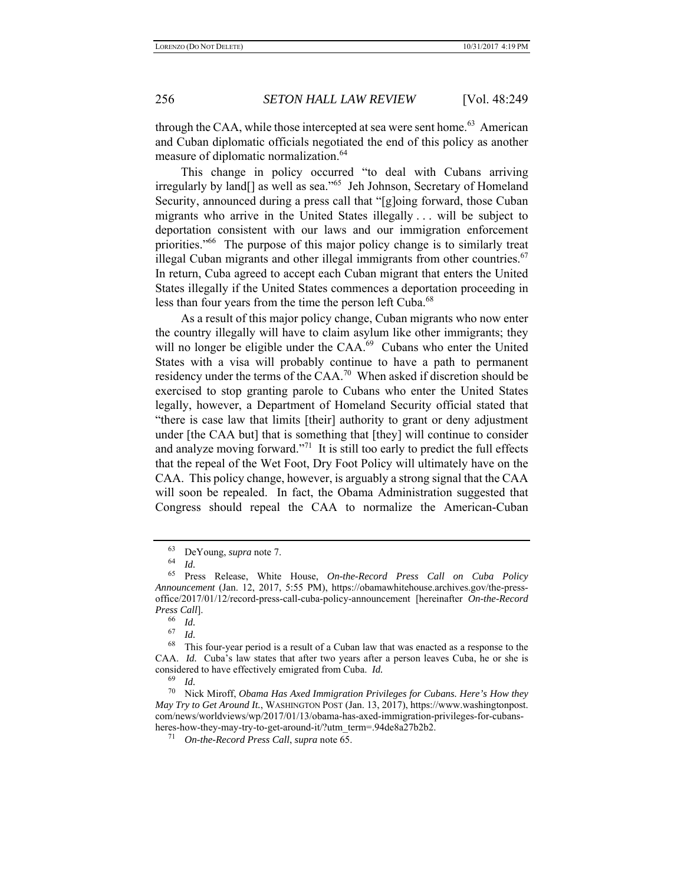through the CAA, while those intercepted at sea were sent home.[63] American and Cuban diplomatic officials negotiated the end of this policy as another measure of diplomatic normalization.[64]

This change in policy occurred "to deal with Cubans arriving irregularly by land[] as well as sea."[65] Jeh Johnson, Secretary of Homeland Security, announced during a press call that "[g]oing forward, those Cuban migrants who arrive in the United States illegally . . . will be subject to deportation consistent with our laws and our immigration enforcement priorities."[66] The purpose of this major policy change is to similarly treat illegal Cuban migrants and other illegal immigrants from other countries.[67] In return, Cuba agreed to accept each Cuban migrant that enters the United States illegally if the United States commences a deportation proceeding in less than four years from the time the person left Cuba.[68]

As a result of this major policy change, Cuban migrants who now enter the country illegally will have to claim asylum like other immigrants; they will no longer be eligible under the CAA.[69] Cubans who enter the United States with a visa will probably continue to have a path to permanent residency under the terms of the CAA.[70] When asked if discretion should be exercised to stop granting parole to Cubans who enter the United States legally, however, a Department of Homeland Security official stated that "there is case law that limits [their] authority to grant or deny adjustment under [the CAA but] that is something that [they] will continue to consider and analyze moving forward."[71] It is still too early to predict the full effects that the repeal of the Wet Foot, Dry Foot Policy will ultimately have on the CAA. This policy change, however, is arguably a strong signal that the CAA will soon be repealed. In fact, the Obama Administration suggested that Congress should repeal the CAA to normalize the American-Cuban

---

[63] DeYoung, *supra* note 7.

[64] *Id.*

[65] Press Release, White House, *On-the-Record Press Call on Cuba Policy Announcement* (Jan. 12, 2017, 5:55 PM), https://obamawhitehouse.archives.gov/the-press-office/2017/01/12/record-press-call-cuba-policy-announcement [hereinafter *On-the-Record Press Call*].

[66] *Id.*

[67] *Id.*

[68] This four-year period is a result of a Cuban law that was enacted as a response to the CAA. *Id.* Cuba's law states that after two years after a person leaves Cuba, he or she is considered to have effectively emigrated from Cuba. *Id.*

[69] *Id.*

[70] Nick Miroff, *Obama Has Axed Immigration Privileges for Cubans. Here's How they May Try to Get Around It.*, WASHINGTON POST (Jan. 13, 2017), https://www.washingtonpost.com/news/worldviews/wp/2017/01/13/obama-has-axed-immigration-privileges-for-cubans-heres-how-they-may-try-to-get-around-it/?utm_term=.94de8a27b2b2.

[71] *On-the-Record Press Call*, *supra* note 65.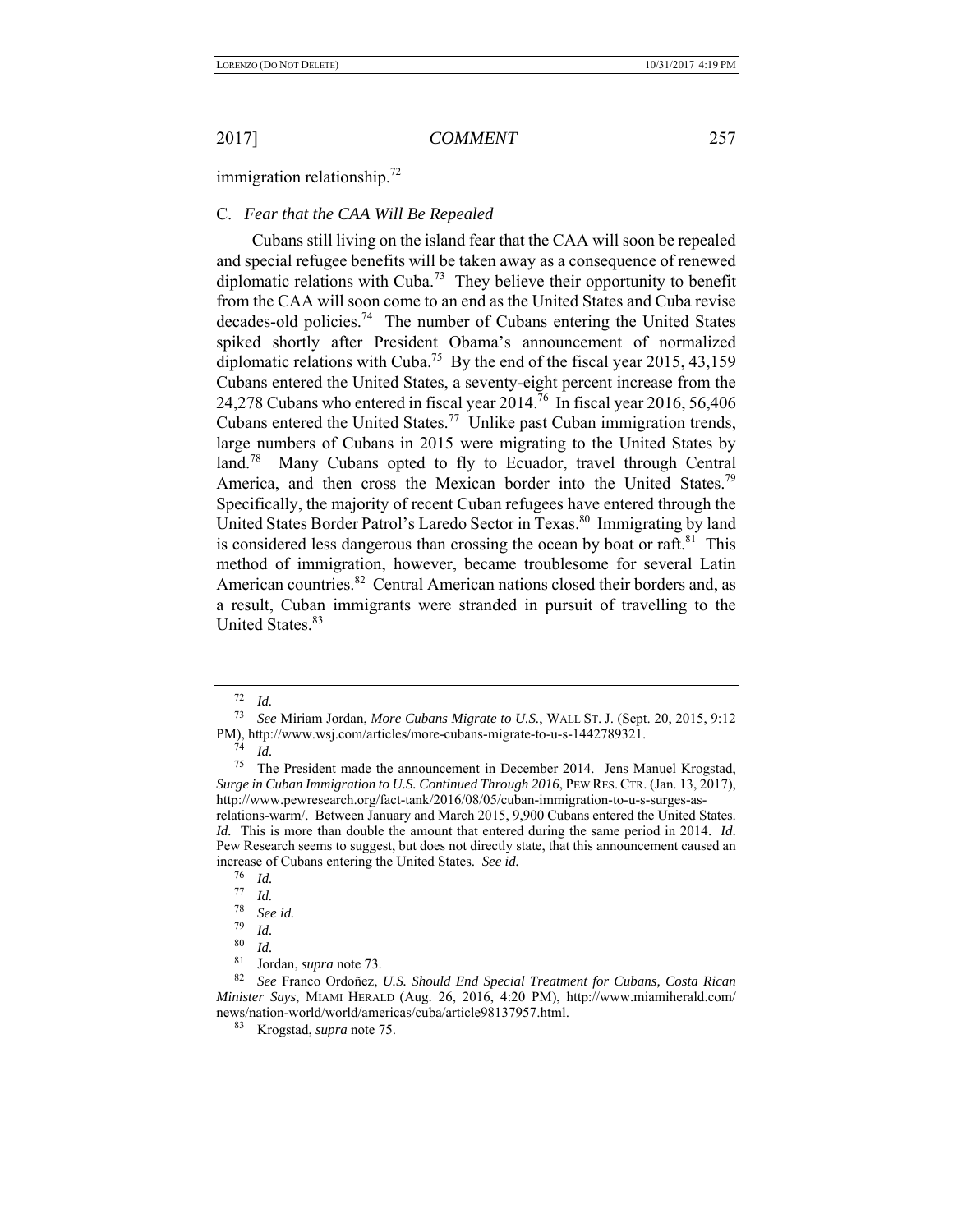immigration relationship.[72]

### C. *Fear that the CAA Will Be Repealed*

Cubans still living on the island fear that the CAA will soon be repealed and special refugee benefits will be taken away as a consequence of renewed diplomatic relations with Cuba.[73] They believe their opportunity to benefit from the CAA will soon come to an end as the United States and Cuba revise decades-old policies.[74] The number of Cubans entering the United States spiked shortly after President Obama's announcement of normalized diplomatic relations with Cuba.[75] By the end of the fiscal year 2015, 43,159 Cubans entered the United States, a seventy-eight percent increase from the 24,278 Cubans who entered in fiscal year 2014.[76] In fiscal year 2016, 56,406 Cubans entered the United States.[77] Unlike past Cuban immigration trends, large numbers of Cubans in 2015 were migrating to the United States by land.[78] Many Cubans opted to fly to Ecuador, travel through Central America, and then cross the Mexican border into the United States.[79] Specifically, the majority of recent Cuban refugees have entered through the United States Border Patrol's Laredo Sector in Texas.[80] Immigrating by land is considered less dangerous than crossing the ocean by boat or raft.[81] This method of immigration, however, became troublesome for several Latin American countries.[82] Central American nations closed their borders and, as a result, Cuban immigrants were stranded in pursuit of travelling to the United States.[83]

---

[72] *Id.*

[73] *See* Miriam Jordan, *More Cubans Migrate to U.S.*, WALL ST. J. (Sept. 20, 2015, 9:12 PM), http://www.wsj.com/articles/more-cubans-migrate-to-u-s-1442789321.

[74] *Id.*

[75] The President made the announcement in December 2014. Jens Manuel Krogstad, *Surge in Cuban Immigration to U.S. Continued Through 2016*, PEW RES. CTR. (Jan. 13, 2017), http://www.pewresearch.org/fact-tank/2016/08/05/cuban-immigration-to-u-s-surges-as-relations-warm/. Between January and March 2015, 9,900 Cubans entered the United States. *Id.* This is more than double the amount that entered during the same period in 2014. *Id*. Pew Research seems to suggest, but does not directly state, that this announcement caused an increase of Cubans entering the United States. *See id.*

[76] *Id.*

[77] *Id.*

[78] *See id.*

[79] *Id.*

[80] *Id.*

[81] Jordan, *supra* note 73.

[82] *See* Franco Ordoñez, *U.S. Should End Special Treatment for Cubans, Costa Rican Minister Says*, MIAMI HERALD (Aug. 26, 2016, 4:20 PM), http://www.miamiherald.com/news/nation-world/world/americas/cuba/article98137957.html.

[83] Krogstad, *supra* note 75.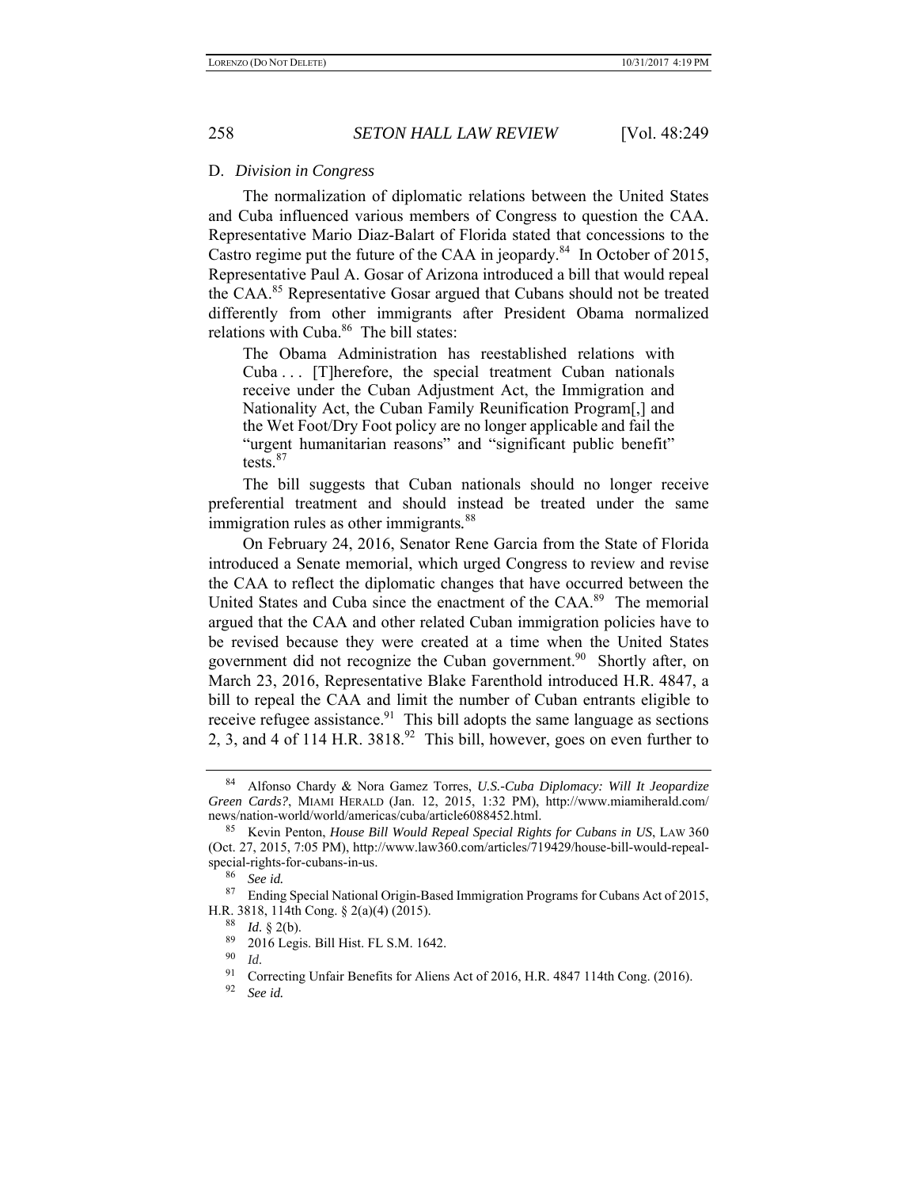### D. *Division in Congress*

The normalization of diplomatic relations between the United States and Cuba influenced various members of Congress to question the CAA. Representative Mario Diaz-Balart of Florida stated that concessions to the Castro regime put the future of the CAA in jeopardy.[84] In October of 2015, Representative Paul A. Gosar of Arizona introduced a bill that would repeal the CAA.[85] Representative Gosar argued that Cubans should not be treated differently from other immigrants after President Obama normalized relations with Cuba.[86] The bill states:

> The Obama Administration has reestablished relations with Cuba . . . [T]herefore, the special treatment Cuban nationals receive under the Cuban Adjustment Act, the Immigration and Nationality Act, the Cuban Family Reunification Program[,] and the Wet Foot/Dry Foot policy are no longer applicable and fail the "urgent humanitarian reasons" and "significant public benefit" tests.[87]

The bill suggests that Cuban nationals should no longer receive preferential treatment and should instead be treated under the same immigration rules as other immigrants.[88]

On February 24, 2016, Senator Rene Garcia from the State of Florida introduced a Senate memorial, which urged Congress to review and revise the CAA to reflect the diplomatic changes that have occurred between the United States and Cuba since the enactment of the CAA.[89] The memorial argued that the CAA and other related Cuban immigration policies have to be revised because they were created at a time when the United States government did not recognize the Cuban government.[90] Shortly after, on March 23, 2016, Representative Blake Farenthold introduced H.R. 4847, a bill to repeal the CAA and limit the number of Cuban entrants eligible to receive refugee assistance.[91] This bill adopts the same language as sections 2, 3, and 4 of 114 H.R. 3818.[92] This bill, however, goes on even further to

---

[84] Alfonso Chardy & Nora Gamez Torres, *U.S.-Cuba Diplomacy: Will It Jeopardize Green Cards?*, MIAMI HERALD (Jan. 12, 2015, 1:32 PM), http://www.miamiherald.com/news/nation-world/world/americas/cuba/article6088452.html.

[85] Kevin Penton, *House Bill Would Repeal Special Rights for Cubans in US*, LAW 360 (Oct. 27, 2015, 7:05 PM), http://www.law360.com/articles/719429/house-bill-would-repeal-special-rights-for-cubans-in-us.

[86] *See id.*

[87] Ending Special National Origin-Based Immigration Programs for Cubans Act of 2015, H.R. 3818, 114th Cong. § 2(a)(4) (2015).

[88] *Id.* § 2(b).

[89] 2016 Legis. Bill Hist. FL S.M. 1642.

[90] *Id*.

[91] Correcting Unfair Benefits for Aliens Act of 2016, H.R. 4847 114th Cong. (2016).

[92] *See id.*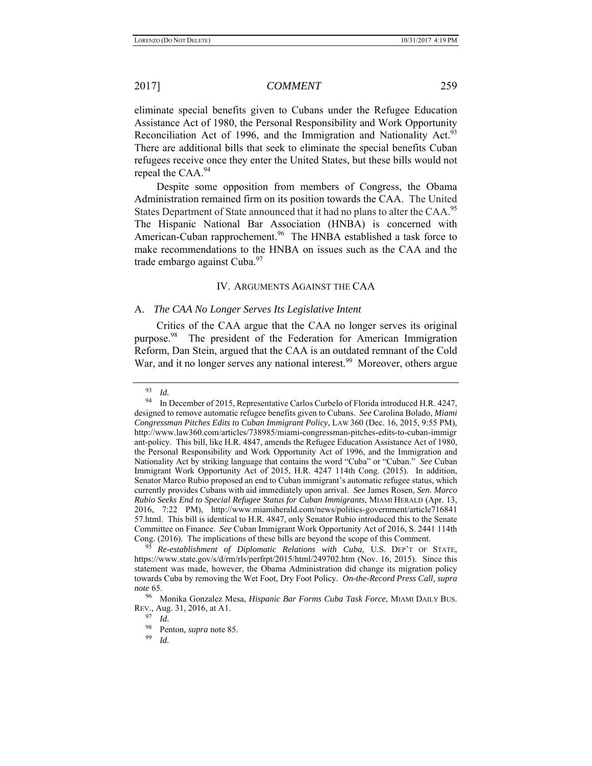eliminate special benefits given to Cubans under the Refugee Education Assistance Act of 1980, the Personal Responsibility and Work Opportunity Reconciliation Act of 1996, and the Immigration and Nationality Act.[93] There are additional bills that seek to eliminate the special benefits Cuban refugees receive once they enter the United States, but these bills would not repeal the CAA.[94]

Despite some opposition from members of Congress, the Obama Administration remained firm on its position towards the CAA. The United States Department of State announced that it had no plans to alter the CAA.[95] The Hispanic National Bar Association (HNBA) is concerned with American-Cuban rapprochement.[96] The HNBA established a task force to make recommendations to the HNBA on issues such as the CAA and the trade embargo against Cuba.[97]

## IV. ARGUMENTS AGAINST THE CAA

### A. *The CAA No Longer Serves Its Legislative Intent*

Critics of the CAA argue that the CAA no longer serves its original purpose.[98] The president of the Federation for American Immigration Reform, Dan Stein, argued that the CAA is an outdated remnant of the Cold War, and it no longer serves any national interest.[99] Moreover, others argue

---

[93] *Id.*

[94] In December of 2015, Representative Carlos Curbelo of Florida introduced H.R. 4247, designed to remove automatic refugee benefits given to Cubans. *See* Carolina Bolado, *Miami Congressman Pitches Edits to Cuban Immigrant Policy*, LAW 360 (Dec. 16, 2015, 9:55 PM), http://www.law360.com/articles/738985/miami-congressman-pitches-edits-to-cuban-immigrant-policy. This bill, like H.R. 4847, amends the Refugee Education Assistance Act of 1980, the Personal Responsibility and Work Opportunity Act of 1996, and the Immigration and Nationality Act by striking language that contains the word "Cuba" or "Cuban." *See* Cuban Immigrant Work Opportunity Act of 2015, H.R. 4247 114th Cong. (2015). In addition, Senator Marco Rubio proposed an end to Cuban immigrant's automatic refugee status, which currently provides Cubans with aid immediately upon arrival. *See* James Rosen, *Sen. Marco Rubio Seeks End to Special Refugee Status for Cuban Immigrants*, MIAMI HERALD (Apr. 13, 2016, 7:22 PM), http://www.miamiherald.com/news/politics-government/article71684157.html. This bill is identical to H.R. 4847, only Senator Rubio introduced this to the Senate Committee on Finance. *See* Cuban Immigrant Work Opportunity Act of 2016, S. 2441 114th Cong. (2016). The implications of these bills are beyond the scope of this Comment.

[95] *Re-establishment of Diplomatic Relations with Cuba*, U.S. DEP'T OF STATE, https://www.state.gov/s/d/rm/rls/perfrpt/2015/html/249702.htm (Nov. 16, 2015). Since this statement was made, however, the Obama Administration did change its migration policy towards Cuba by removing the Wet Foot, Dry Foot Policy. *On-the-Record Press Call, supra note* 65.

[96] Monika Gonzalez Mesa, *Hispanic Bar Forms Cuba Task Force*, MIAMI DAILY BUS. REV., Aug. 31, 2016, at A1.

[97] *Id.*

[98] Penton, *supra* note 85.

[99] *Id.*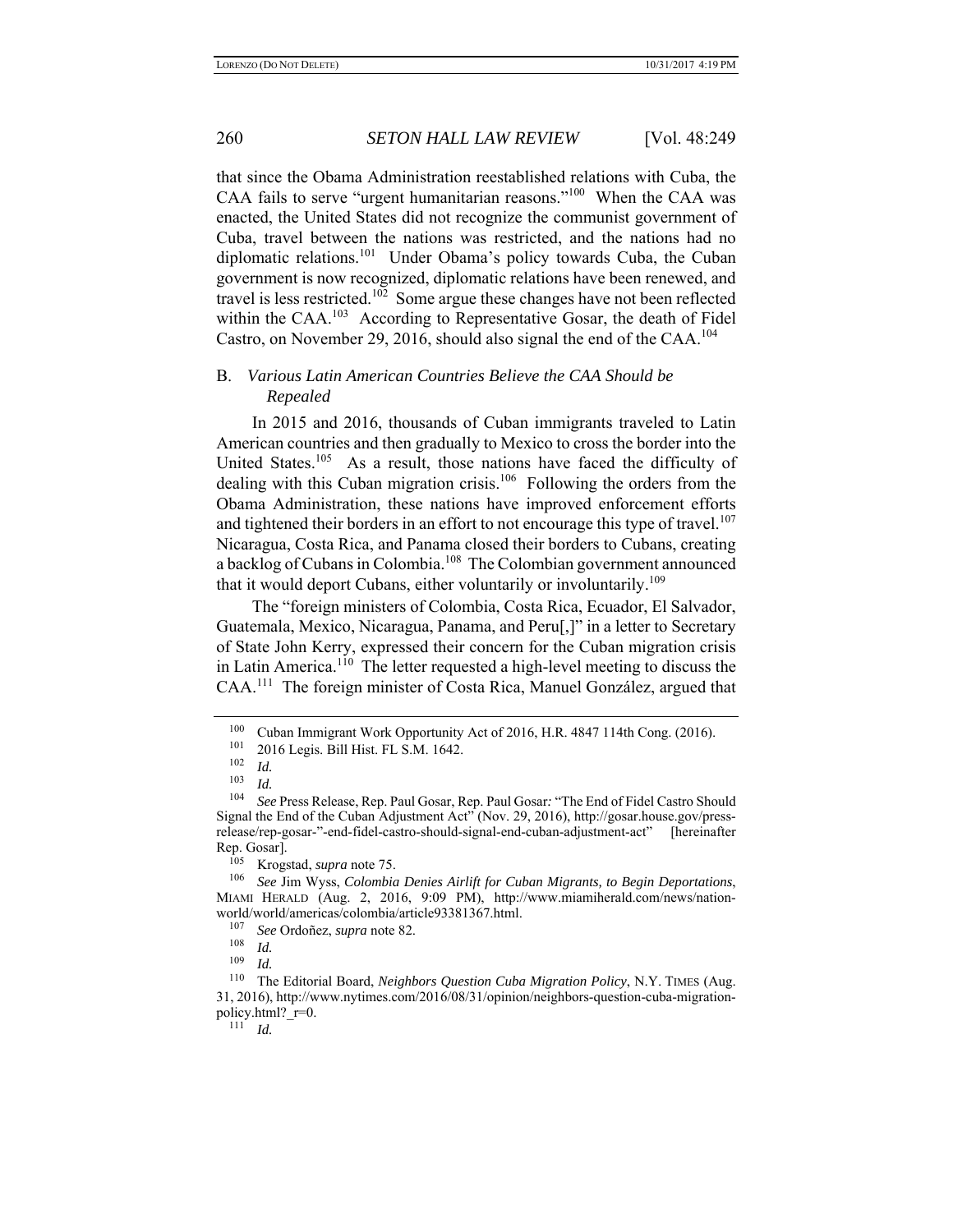that since the Obama Administration reestablished relations with Cuba, the CAA fails to serve "urgent humanitarian reasons."[100] When the CAA was enacted, the United States did not recognize the communist government of Cuba, travel between the nations was restricted, and the nations had no diplomatic relations.[101] Under Obama's policy towards Cuba, the Cuban government is now recognized, diplomatic relations have been renewed, and travel is less restricted.[102] Some argue these changes have not been reflected within the CAA.[103] According to Representative Gosar, the death of Fidel Castro, on November 29, 2016, should also signal the end of the CAA.[104]

## B. *Various Latin American Countries Believe the CAA Should be Repealed*

In 2015 and 2016, thousands of Cuban immigrants traveled to Latin American countries and then gradually to Mexico to cross the border into the United States.[105] As a result, those nations have faced the difficulty of dealing with this Cuban migration crisis.[106] Following the orders from the Obama Administration, these nations have improved enforcement efforts and tightened their borders in an effort to not encourage this type of travel.[107] Nicaragua, Costa Rica, and Panama closed their borders to Cubans, creating a backlog of Cubans in Colombia.[108] The Colombian government announced that it would deport Cubans, either voluntarily or involuntarily.[109]

The "foreign ministers of Colombia, Costa Rica, Ecuador, El Salvador, Guatemala, Mexico, Nicaragua, Panama, and Peru[,]" in a letter to Secretary of State John Kerry, expressed their concern for the Cuban migration crisis in Latin America.[110] The letter requested a high-level meeting to discuss the CAA.[111] The foreign minister of Costa Rica, Manuel González, argued that

---

[100] Cuban Immigrant Work Opportunity Act of 2016, H.R. 4847 114th Cong. (2016).

[101] 2016 Legis. Bill Hist. FL S.M. 1642.

[102] *Id.*

[103] *Id.*

[104] *See* Press Release, Rep. Paul Gosar, Rep. Paul Gosar*:* "The End of Fidel Castro Should Signal the End of the Cuban Adjustment Act" (Nov. 29, 2016), http://gosar.house.gov/press-release/rep-gosar-"-end-fidel-castro-should-signal-end-cuban-adjustment-act" [hereinafter Rep. Gosar].

[105] Krogstad, *supra* note 75.

[106] *See* Jim Wyss, *Colombia Denies Airlift for Cuban Migrants, to Begin Deportations*, MIAMI HERALD (Aug. 2, 2016, 9:09 PM), http://www.miamiherald.com/news/nation-world/world/americas/colombia/article93381367.html.

[107] *See* Ordoñez, *supra* note 82.

[108] *Id.*

[109] *Id.*

[110] The Editorial Board, *Neighbors Question Cuba Migration Policy*, N.Y. TIMES (Aug. 31, 2016), http://www.nytimes.com/2016/08/31/opinion/neighbors-question-cuba-migration-policy.html?_r=0.

[111] *Id.*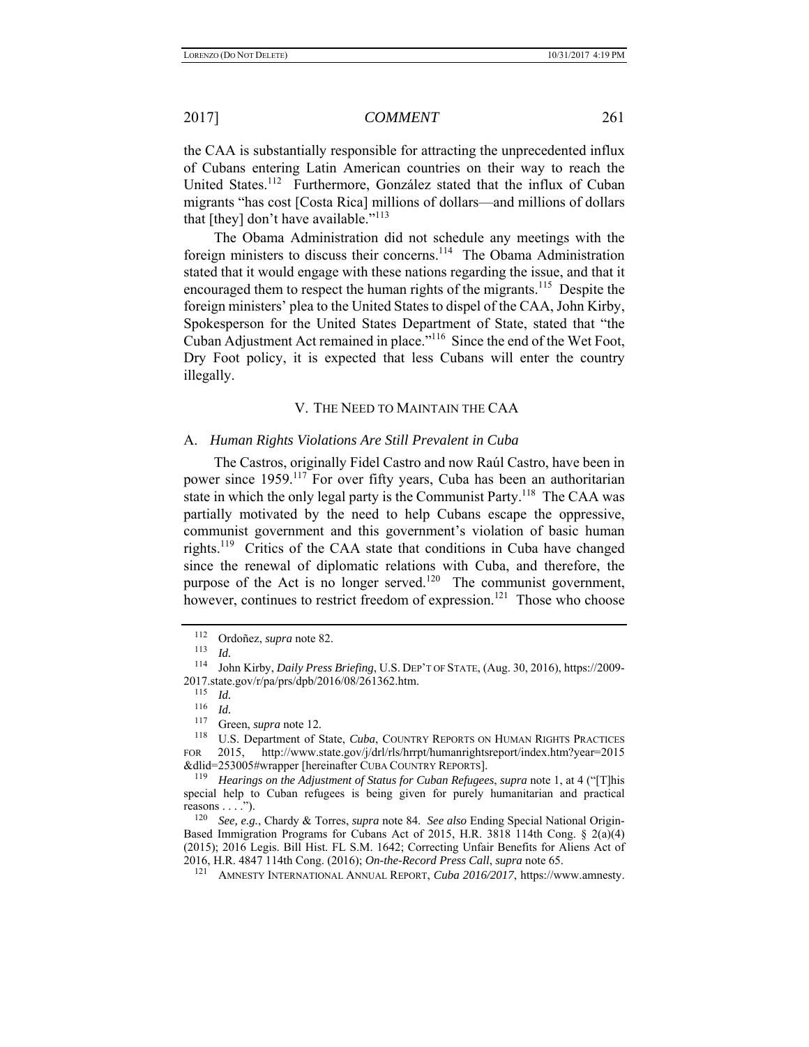the CAA is substantially responsible for attracting the unprecedented influx of Cubans entering Latin American countries on their way to reach the United States.[112] Furthermore, González stated that the influx of Cuban migrants "has cost [Costa Rica] millions of dollars—and millions of dollars that [they] don't have available."[113]

The Obama Administration did not schedule any meetings with the foreign ministers to discuss their concerns.[114] The Obama Administration stated that it would engage with these nations regarding the issue, and that it encouraged them to respect the human rights of the migrants.[115] Despite the foreign ministers' plea to the United States to dispel of the CAA, John Kirby, Spokesperson for the United States Department of State, stated that "the Cuban Adjustment Act remained in place."[116] Since the end of the Wet Foot, Dry Foot policy, it is expected that less Cubans will enter the country illegally.

## V. THE NEED TO MAINTAIN THE CAA

### A. *Human Rights Violations Are Still Prevalent in Cuba*

The Castros, originally Fidel Castro and now Raúl Castro, have been in power since 1959.[117] For over fifty years, Cuba has been an authoritarian state in which the only legal party is the Communist Party.[118] The CAA was partially motivated by the need to help Cubans escape the oppressive, communist government and this government's violation of basic human rights.[119] Critics of the CAA state that conditions in Cuba have changed since the renewal of diplomatic relations with Cuba, and therefore, the purpose of the Act is no longer served.[120] The communist government, however, continues to restrict freedom of expression.[121] Those who choose

---

[112] Ordoñez, *supra* note 82.

[113] *Id.*

[114] John Kirby, *Daily Press Briefing*, U.S. DEP'T OF STATE, (Aug. 30, 2016), https://2009-2017.state.gov/r/pa/prs/dpb/2016/08/261362.htm.

[115] *Id.*

[116] *Id.*

[117] Green, *supra* note 12.

[118] U.S. Department of State, *Cuba*, COUNTRY REPORTS ON HUMAN RIGHTS PRACTICES FOR 2015, http://www.state.gov/j/drl/rls/hrrpt/humanrightsreport/index.htm?year=2015&dlid=253005#wrapper [hereinafter CUBA COUNTRY REPORTS].

[119] *Hearings on the Adjustment of Status for Cuban Refugees*, *supra* note 1, at 4 ("[T]his special help to Cuban refugees is being given for purely humanitarian and practical reasons . . . .").

[120] *See, e.g.*, Chardy & Torres, *supra* note 84. *See also* Ending Special National Origin-Based Immigration Programs for Cubans Act of 2015, H.R. 3818 114th Cong. § 2(a)(4) (2015); 2016 Legis. Bill Hist. FL S.M. 1642; Correcting Unfair Benefits for Aliens Act of 2016, H.R. 4847 114th Cong. (2016); *On-the-Record Press Call*, *supra* note 65.

[121] AMNESTY INTERNATIONAL ANNUAL REPORT, *Cuba 2016/2017*, https://www.amnesty.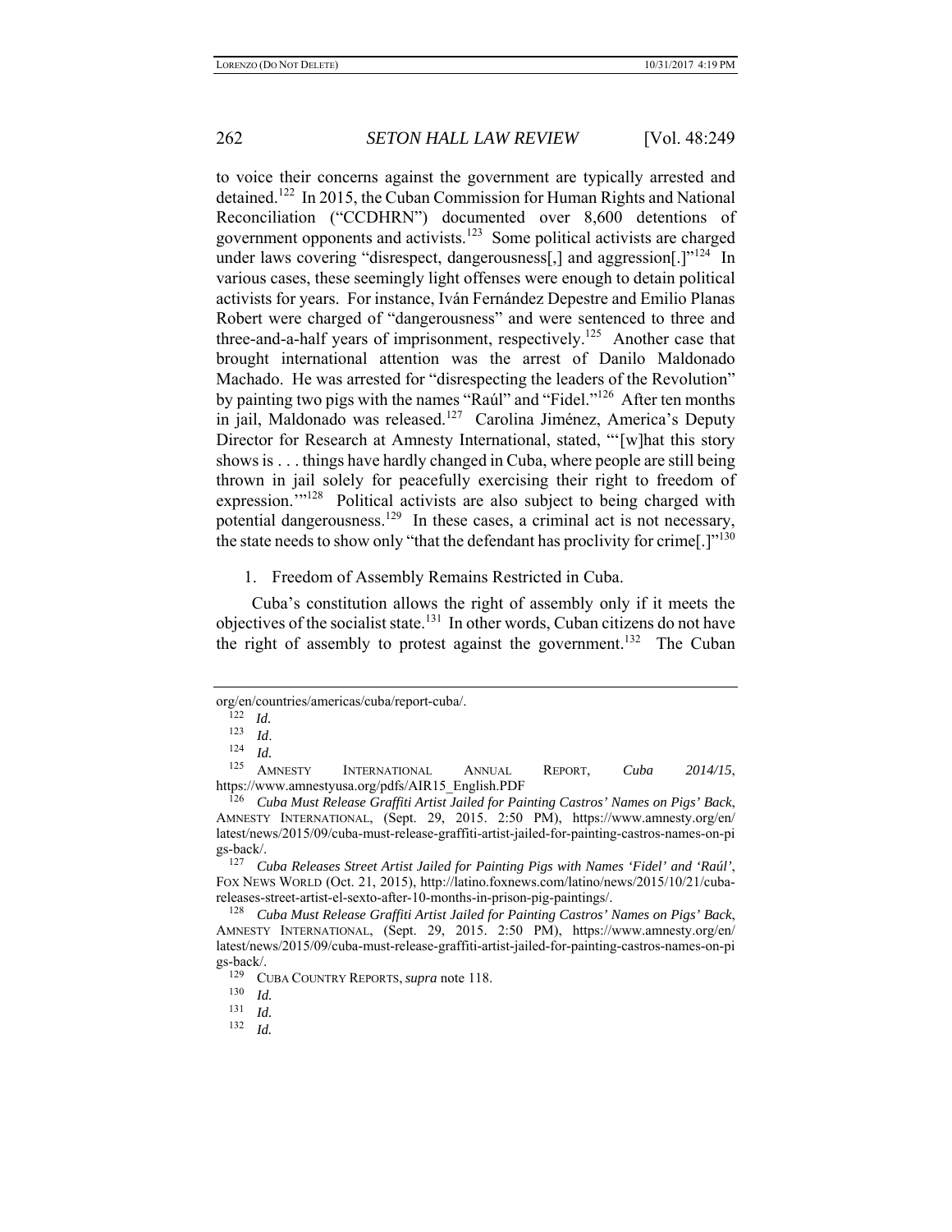to voice their concerns against the government are typically arrested and detained.[122] In 2015, the Cuban Commission for Human Rights and National Reconciliation ("CCDHRN") documented over 8,600 detentions of government opponents and activists.[123] Some political activists are charged under laws covering "disrespect, dangerousness[,] and aggression[.]"[124] In various cases, these seemingly light offenses were enough to detain political activists for years. For instance, Iván Fernández Depestre and Emilio Planas Robert were charged of "dangerousness" and were sentenced to three and three-and-a-half years of imprisonment, respectively.[125] Another case that brought international attention was the arrest of Danilo Maldonado Machado. He was arrested for "disrespecting the leaders of the Revolution" by painting two pigs with the names "Raúl" and "Fidel."[126] After ten months in jail, Maldonado was released.[127] Carolina Jiménez, America's Deputy Director for Research at Amnesty International, stated, "'[w]hat this story shows is . . . things have hardly changed in Cuba, where people are still being thrown in jail solely for peacefully exercising their right to freedom of expression.'"[128] Political activists are also subject to being charged with potential dangerousness.[129] In these cases, a criminal act is not necessary, the state needs to show only "that the defendant has proclivity for crime[.]"[130]

1. Freedom of Assembly Remains Restricted in Cuba.

Cuba's constitution allows the right of assembly only if it meets the objectives of the socialist state.[131] In other words, Cuban citizens do not have the right of assembly to protest against the government.[132] The Cuban

---

org/en/countries/americas/cuba/report-cuba/.

[122] *Id.*

[123] *Id*.

[124] *Id.*

[125] AMNESTY INTERNATIONAL ANNUAL REPORT, *Cuba 2014/15*, https://www.amnestyusa.org/pdfs/AIR15_English.PDF

[126] *Cuba Must Release Graffiti Artist Jailed for Painting Castros' Names on Pigs' Back*, AMNESTY INTERNATIONAL, (Sept. 29, 2015. 2:50 PM), https://www.amnesty.org/en/latest/news/2015/09/cuba-must-release-graffiti-artist-jailed-for-painting-castros-names-on-pigs-back/.

[127] *Cuba Releases Street Artist Jailed for Painting Pigs with Names 'Fidel' and 'Raúl'*, FOX NEWS WORLD (Oct. 21, 2015), http://latino.foxnews.com/latino/news/2015/10/21/cuba-releases-street-artist-el-sexto-after-10-months-in-prison-pig-paintings/.

[128] *Cuba Must Release Graffiti Artist Jailed for Painting Castros' Names on Pigs' Back*, AMNESTY INTERNATIONAL, (Sept. 29, 2015. 2:50 PM), https://www.amnesty.org/en/latest/news/2015/09/cuba-must-release-graffiti-artist-jailed-for-painting-castros-names-on-pigs-back/.

[129] CUBA COUNTRY REPORTS, *supra* note 118.

[130] *Id.*

[131] *Id.*

[132] *Id.*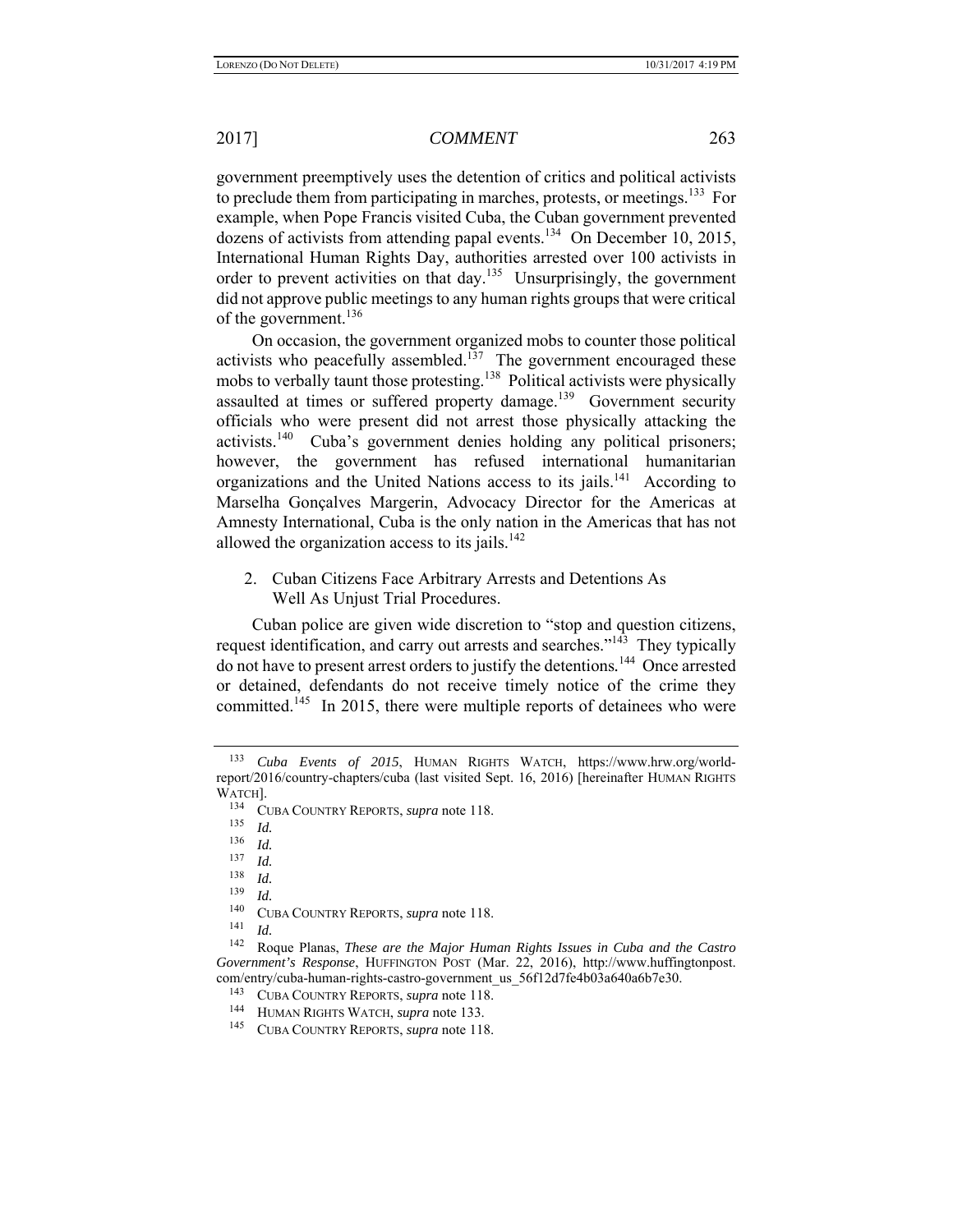government preemptively uses the detention of critics and political activists to preclude them from participating in marches, protests, or meetings.[133] For example, when Pope Francis visited Cuba, the Cuban government prevented dozens of activists from attending papal events.[134] On December 10, 2015, International Human Rights Day, authorities arrested over 100 activists in order to prevent activities on that day.[135] Unsurprisingly, the government did not approve public meetings to any human rights groups that were critical of the government.[136]

On occasion, the government organized mobs to counter those political activists who peacefully assembled.[137] The government encouraged these mobs to verbally taunt those protesting.[138] Political activists were physically assaulted at times or suffered property damage.[139] Government security officials who were present did not arrest those physically attacking the activists.[140] Cuba's government denies holding any political prisoners; however, the government has refused international humanitarian organizations and the United Nations access to its jails.[141] According to Marselha Gonçalves Margerin, Advocacy Director for the Americas at Amnesty International, Cuba is the only nation in the Americas that has not allowed the organization access to its jails.[142]

2. Cuban Citizens Face Arbitrary Arrests and Detentions As Well As Unjust Trial Procedures.

Cuban police are given wide discretion to "stop and question citizens, request identification, and carry out arrests and searches."[143] They typically do not have to present arrest orders to justify the detentions.[144] Once arrested or detained, defendants do not receive timely notice of the crime they committed.[145] In 2015, there were multiple reports of detainees who were

---

[133] *Cuba Events of 2015*, HUMAN RIGHTS WATCH, https://www.hrw.org/world-report/2016/country-chapters/cuba (last visited Sept. 16, 2016) [hereinafter HUMAN RIGHTS WATCH].

[134] CUBA COUNTRY REPORTS, *supra* note 118.

[135] *Id.*

[136] *Id.*

[137] *Id.*

[138] *Id.*

[139] *Id.*

[140] CUBA COUNTRY REPORTS, *supra* note 118.

[141] *Id.*

[142] Roque Planas, *These are the Major Human Rights Issues in Cuba and the Castro Government's Response*, HUFFINGTON POST (Mar. 22, 2016), http://www.huffingtonpost.com/entry/cuba-human-rights-castro-government_us_56f12d7fe4b03a640a6b7e30.

[143] CUBA COUNTRY REPORTS, *supra* note 118.

[144] HUMAN RIGHTS WATCH, *supra* note 133.

[145] CUBA COUNTRY REPORTS, *supra* note 118.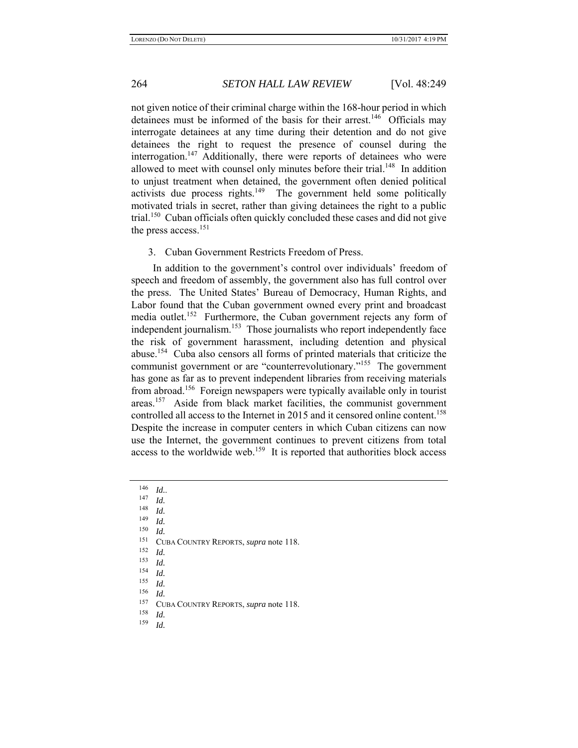not given notice of their criminal charge within the 168-hour period in which detainees must be informed of the basis for their arrest.[146] Officials may interrogate detainees at any time during their detention and do not give detainees the right to request the presence of counsel during the interrogation.[147] Additionally, there were reports of detainees who were allowed to meet with counsel only minutes before their trial.[148] In addition to unjust treatment when detained, the government often denied political activists due process rights.[149] The government held some politically motivated trials in secret, rather than giving detainees the right to a public trial.[150] Cuban officials often quickly concluded these cases and did not give the press access.[151]

3. Cuban Government Restricts Freedom of Press.

In addition to the government's control over individuals' freedom of speech and freedom of assembly, the government also has full control over the press. The United States' Bureau of Democracy, Human Rights, and Labor found that the Cuban government owned every print and broadcast media outlet.[152] Furthermore, the Cuban government rejects any form of independent journalism.[153] Those journalists who report independently face the risk of government harassment, including detention and physical abuse.[154] Cuba also censors all forms of printed materials that criticize the communist government or are "counterrevolutionary."[155] The government has gone as far as to prevent independent libraries from receiving materials from abroad.[156] Foreign newspapers were typically available only in tourist areas.[157] Aside from black market facilities, the communist government controlled all access to the Internet in 2015 and it censored online content.[158] Despite the increase in computer centers in which Cuban citizens can now use the Internet, the government continues to prevent citizens from total access to the worldwide web.[159] It is reported that authorities block access

---

[146] *Id.*.

[147] *Id.*

[148] *Id.*

[149] *Id.*

[150] *Id.*

[151] CUBA COUNTRY REPORTS, *supra* note 118.

[152] *Id.*

[153] *Id.*

[154] *Id.*

[155] *Id.*

[156] *Id.*

[157] CUBA COUNTRY REPORTS, *supra* note 118.

[158] *Id.*

[159] *Id.*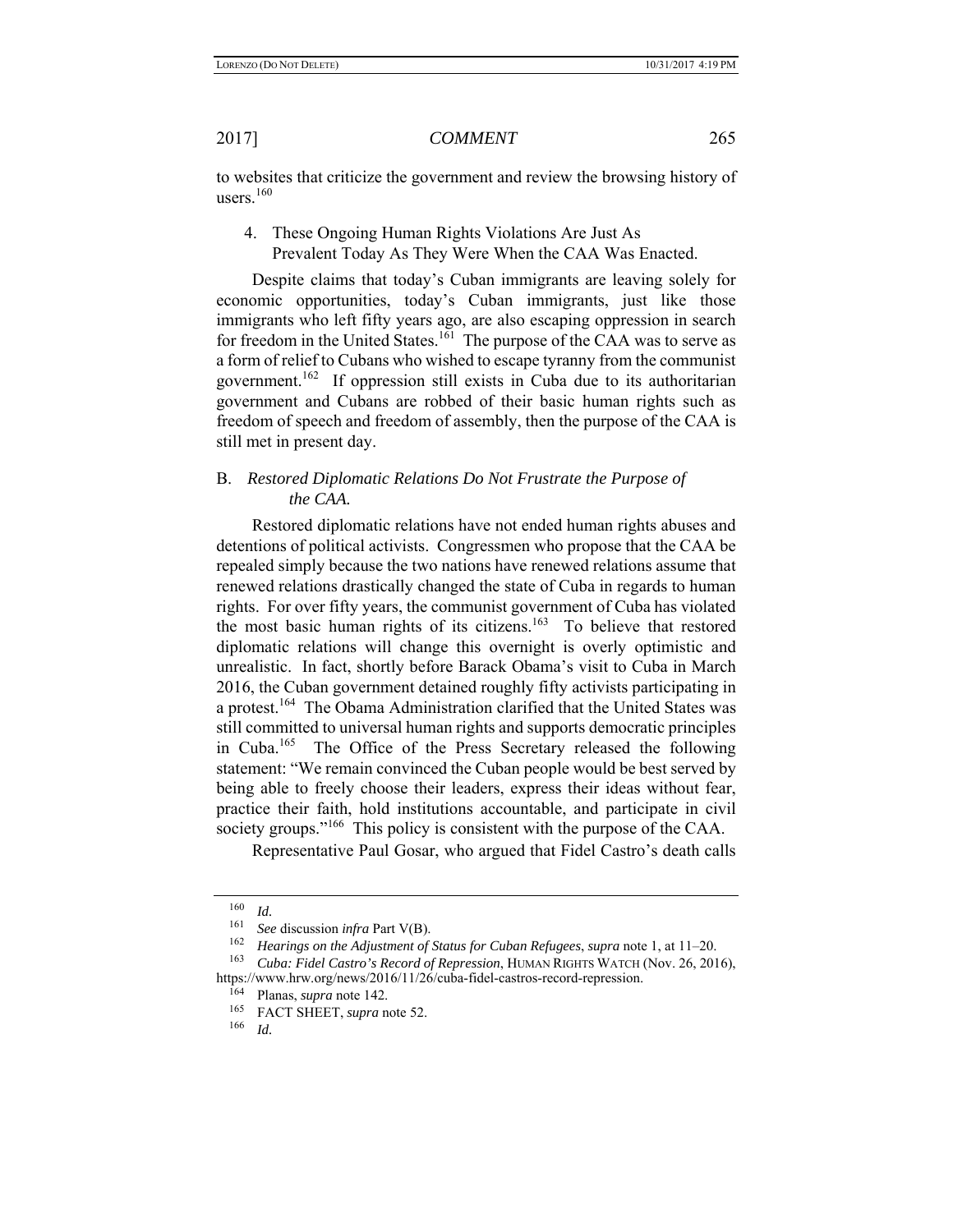to websites that criticize the government and review the browsing history of users.[160]

4. These Ongoing Human Rights Violations Are Just As Prevalent Today As They Were When the CAA Was Enacted.

Despite claims that today's Cuban immigrants are leaving solely for economic opportunities, today's Cuban immigrants, just like those immigrants who left fifty years ago, are also escaping oppression in search for freedom in the United States.[161] The purpose of the CAA was to serve as a form of relief to Cubans who wished to escape tyranny from the communist government.[162] If oppression still exists in Cuba due to its authoritarian government and Cubans are robbed of their basic human rights such as freedom of speech and freedom of assembly, then the purpose of the CAA is still met in present day.

B. *Restored Diplomatic Relations Do Not Frustrate the Purpose of the CAA.*

Restored diplomatic relations have not ended human rights abuses and detentions of political activists. Congressmen who propose that the CAA be repealed simply because the two nations have renewed relations assume that renewed relations drastically changed the state of Cuba in regards to human rights. For over fifty years, the communist government of Cuba has violated the most basic human rights of its citizens.[163] To believe that restored diplomatic relations will change this overnight is overly optimistic and unrealistic. In fact, shortly before Barack Obama's visit to Cuba in March 2016, the Cuban government detained roughly fifty activists participating in a protest.[164] The Obama Administration clarified that the United States was still committed to universal human rights and supports democratic principles in Cuba.[165] The Office of the Press Secretary released the following statement: "We remain convinced the Cuban people would be best served by being able to freely choose their leaders, express their ideas without fear, practice their faith, hold institutions accountable, and participate in civil society groups."[166] This policy is consistent with the purpose of the CAA.

Representative Paul Gosar, who argued that Fidel Castro's death calls

---

[160] *Id.*

[161] *See* discussion *infra* Part V(B).

[162] *Hearings on the Adjustment of Status for Cuban Refugees*, *supra* note 1, at 11–20.

[163] *Cuba: Fidel Castro's Record of Repression*, HUMAN RIGHTS WATCH (Nov. 26, 2016), https://www.hrw.org/news/2016/11/26/cuba-fidel-castros-record-repression.

[164] Planas, *supra* note 142.

[165] FACT SHEET, *supra* note 52.

[166] *Id.*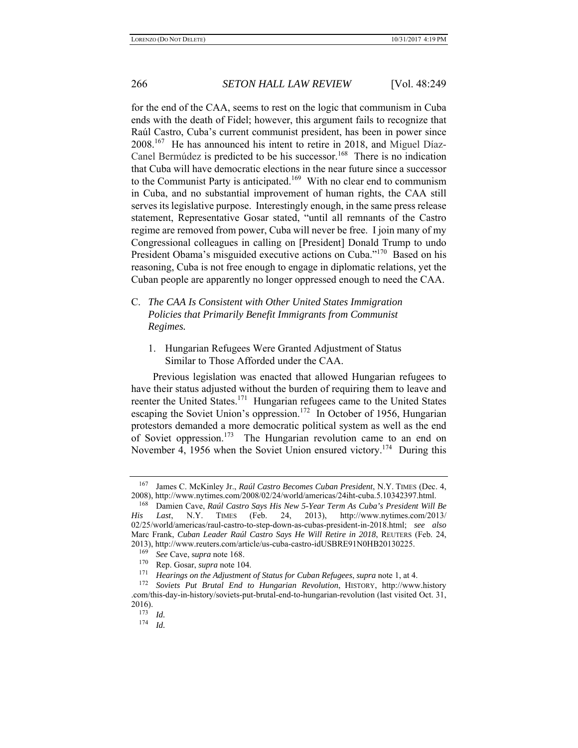for the end of the CAA, seems to rest on the logic that communism in Cuba ends with the death of Fidel; however, this argument fails to recognize that Raúl Castro, Cuba's current communist president, has been in power since 2008.[167] He has announced his intent to retire in 2018, and Miguel Díaz-Canel Bermúdez is predicted to be his successor.[168] There is no indication that Cuba will have democratic elections in the near future since a successor to the Communist Party is anticipated.[169] With no clear end to communism in Cuba, and no substantial improvement of human rights, the CAA still serves its legislative purpose. Interestingly enough, in the same press release statement, Representative Gosar stated, "until all remnants of the Castro regime are removed from power, Cuba will never be free. I join many of my Congressional colleagues in calling on [President] Donald Trump to undo President Obama's misguided executive actions on Cuba."[170] Based on his reasoning, Cuba is not free enough to engage in diplomatic relations, yet the Cuban people are apparently no longer oppressed enough to need the CAA.

### C. *The CAA Is Consistent with Other United States Immigration Policies that Primarily Benefit Immigrants from Communist Regimes.*

#### 1. Hungarian Refugees Were Granted Adjustment of Status Similar to Those Afforded under the CAA.

Previous legislation was enacted that allowed Hungarian refugees to have their status adjusted without the burden of requiring them to leave and reenter the United States.[171] Hungarian refugees came to the United States escaping the Soviet Union's oppression.[172] In October of 1956, Hungarian protestors demanded a more democratic political system as well as the end of Soviet oppression.[173] The Hungarian revolution came to an end on November 4, 1956 when the Soviet Union ensured victory.[174] During this

---

[167] James C. McKinley Jr., *Raúl Castro Becomes Cuban President*, N.Y. TIMES (Dec. 4, 2008), http://www.nytimes.com/2008/02/24/world/americas/24iht-cuba.5.10342397.html.

[168] Damien Cave, *Raúl Castro Says His New 5-Year Term As Cuba's President Will Be His Last*, N.Y. TIMES (Feb. 24, 2013), http://www.nytimes.com/2013/02/25/world/americas/raul-castro-to-step-down-as-cubas-president-in-2018.html; *see also* Marc Frank, *Cuban Leader Raúl Castro Says He Will Retire in 2018*, REUTERS (Feb. 24, 2013), http://www.reuters.com/article/us-cuba-castro-idUSBRE91N0HB20130225.

[169] *See* Cave, *supra* note 168.

[170] Rep. Gosar, *supra* note 104.

[171] *Hearings on the Adjustment of Status for Cuban Refugees*, *supra* note 1, at 4.

[172] *Soviets Put Brutal End to Hungarian Revolution*, HISTORY, http://www.history.com/this-day-in-history/soviets-put-brutal-end-to-hungarian-revolution (last visited Oct. 31, 2016).

[173] *Id.*

[174] *Id.*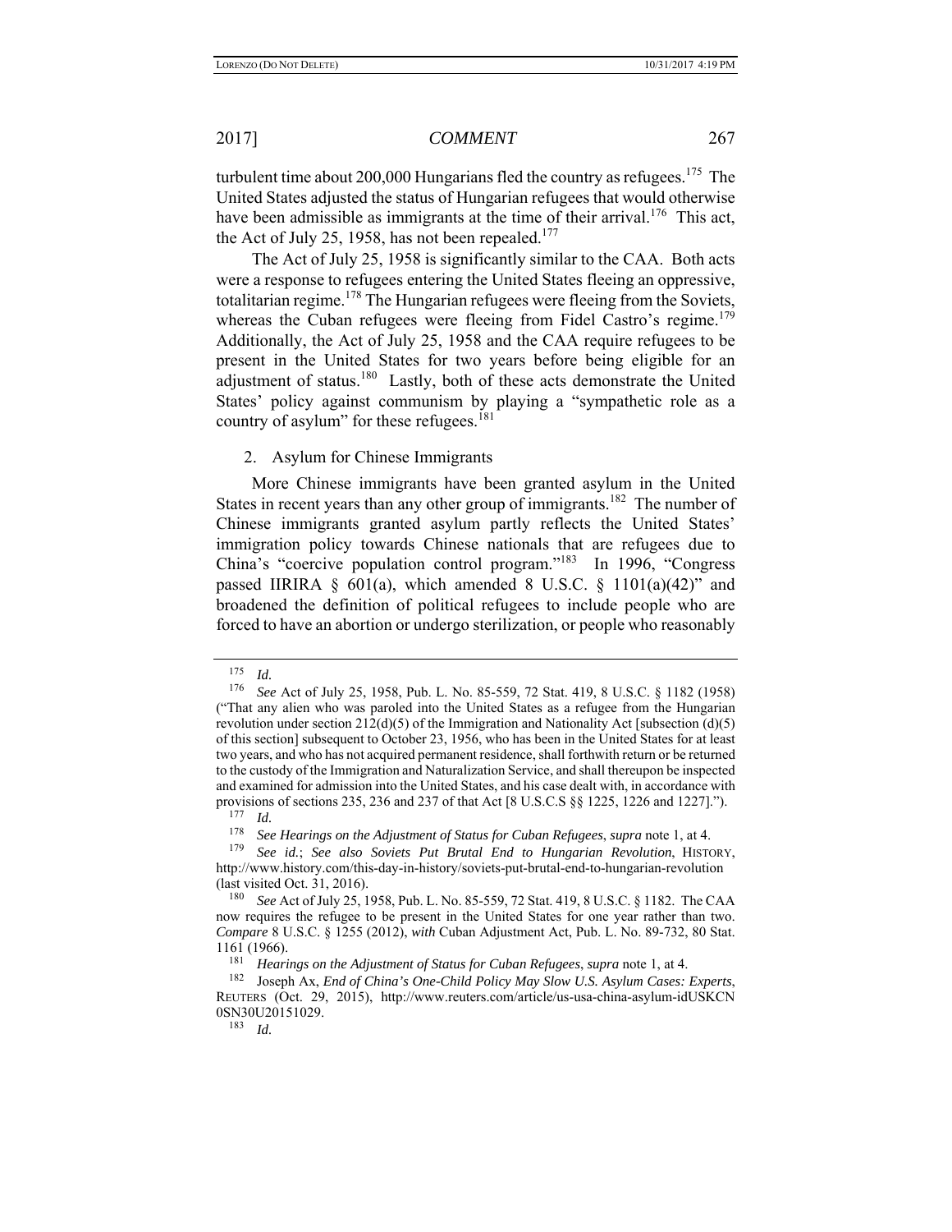turbulent time about 200,000 Hungarians fled the country as refugees.[175] The United States adjusted the status of Hungarian refugees that would otherwise have been admissible as immigrants at the time of their arrival.[176] This act, the Act of July 25, 1958, has not been repealed.[177]

The Act of July 25, 1958 is significantly similar to the CAA. Both acts were a response to refugees entering the United States fleeing an oppressive, totalitarian regime.[178] The Hungarian refugees were fleeing from the Soviets, whereas the Cuban refugees were fleeing from Fidel Castro's regime.[179] Additionally, the Act of July 25, 1958 and the CAA require refugees to be present in the United States for two years before being eligible for an adjustment of status.[180] Lastly, both of these acts demonstrate the United States' policy against communism by playing a "sympathetic role as a country of asylum" for these refugees.[181]

### 2. Asylum for Chinese Immigrants

More Chinese immigrants have been granted asylum in the United States in recent years than any other group of immigrants.[182] The number of Chinese immigrants granted asylum partly reflects the United States' immigration policy towards Chinese nationals that are refugees due to China's "coercive population control program."[183] In 1996, "Congress passed IIRIRA § 601(a), which amended 8 U.S.C. § 1101(a)(42)" and broadened the definition of political refugees to include people who are forced to have an abortion or undergo sterilization, or people who reasonably

---

[175] *Id.*

[176] *See* Act of July 25, 1958, Pub. L. No. 85-559, 72 Stat. 419, 8 U.S.C. § 1182 (1958) ("That any alien who was paroled into the United States as a refugee from the Hungarian revolution under section 212(d)(5) of the Immigration and Nationality Act [subsection (d)(5) of this section] subsequent to October 23, 1956, who has been in the United States for at least two years, and who has not acquired permanent residence, shall forthwith return or be returned to the custody of the Immigration and Naturalization Service, and shall thereupon be inspected and examined for admission into the United States, and his case dealt with, in accordance with provisions of sections 235, 236 and 237 of that Act [8 U.S.C.S §§ 1225, 1226 and 1227].").

[177] *Id.*

[178] *See Hearings on the Adjustment of Status for Cuban Refugees*, *supra* note 1, at 4.

[179] *See id.*; *See also Soviets Put Brutal End to Hungarian Revolution*, HISTORY, http://www.history.com/this-day-in-history/soviets-put-brutal-end-to-hungarian-revolution (last visited Oct. 31, 2016).

[180] *See* Act of July 25, 1958, Pub. L. No. 85-559, 72 Stat. 419, 8 U.S.C. § 1182. The CAA now requires the refugee to be present in the United States for one year rather than two. *Compare* 8 U.S.C. § 1255 (2012), *with* Cuban Adjustment Act, Pub. L. No. 89-732, 80 Stat. 1161 (1966).

[181] *Hearings on the Adjustment of Status for Cuban Refugees*, *supra* note 1, at 4.

[182] Joseph Ax, *End of China's One-Child Policy May Slow U.S. Asylum Cases: Experts*, REUTERS (Oct. 29, 2015), http://www.reuters.com/article/us-usa-china-asylum-idUSKCN0SN30U20151029.

[183] *Id.*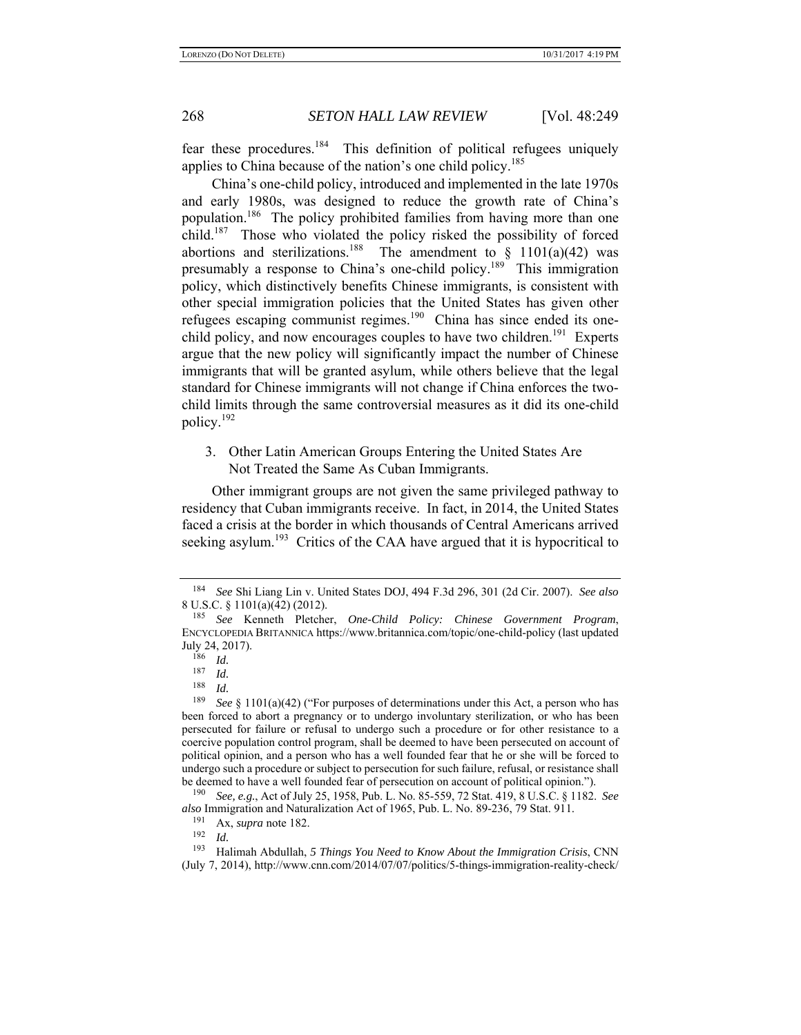fear these procedures.[184] This definition of political refugees uniquely applies to China because of the nation's one child policy.[185]

China's one-child policy, introduced and implemented in the late 1970s and early 1980s, was designed to reduce the growth rate of China's population.[186] The policy prohibited families from having more than one child.[187] Those who violated the policy risked the possibility of forced abortions and sterilizations.[188] The amendment to § 1101(a)(42) was presumably a response to China's one-child policy.[189] This immigration policy, which distinctively benefits Chinese immigrants, is consistent with other special immigration policies that the United States has given other refugees escaping communist regimes.[190] China has since ended its one-child policy, and now encourages couples to have two children.[191] Experts argue that the new policy will significantly impact the number of Chinese immigrants that will be granted asylum, while others believe that the legal standard for Chinese immigrants will not change if China enforces the two-child limits through the same controversial measures as it did its one-child policy.[192]

### 3. Other Latin American Groups Entering the United States Are Not Treated the Same As Cuban Immigrants.

Other immigrant groups are not given the same privileged pathway to residency that Cuban immigrants receive. In fact, in 2014, the United States faced a crisis at the border in which thousands of Central Americans arrived seeking asylum.[193] Critics of the CAA have argued that it is hypocritical to

---

[184] *See* Shi Liang Lin v. United States DOJ, 494 F.3d 296, 301 (2d Cir. 2007). *See also* 8 U.S.C. § 1101(a)(42) (2012).

[185] *See* Kenneth Pletcher, *One-Child Policy: Chinese Government Program*, ENCYCLOPEDIA BRITANNICA https://www.britannica.com/topic/one-child-policy (last updated July 24, 2017).

[186] *Id.*

[187] *Id.*

[188] *Id.*

[189] *See* § 1101(a)(42) ("For purposes of determinations under this Act, a person who has been forced to abort a pregnancy or to undergo involuntary sterilization, or who has been persecuted for failure or refusal to undergo such a procedure or for other resistance to a coercive population control program, shall be deemed to have been persecuted on account of political opinion, and a person who has a well founded fear that he or she will be forced to undergo such a procedure or subject to persecution for such failure, refusal, or resistance shall be deemed to have a well founded fear of persecution on account of political opinion.").

[190] *See, e.g.*, Act of July 25, 1958, Pub. L. No. 85-559, 72 Stat. 419, 8 U.S.C. § 1182. *See also* Immigration and Naturalization Act of 1965, Pub. L. No. 89-236, 79 Stat. 911.

[191] Ax, *supra* note 182.

[192] *Id.*

[193] Halimah Abdullah, *5 Things You Need to Know About the Immigration Crisis*, CNN (July 7, 2014), http://www.cnn.com/2014/07/07/politics/5-things-immigration-reality-check/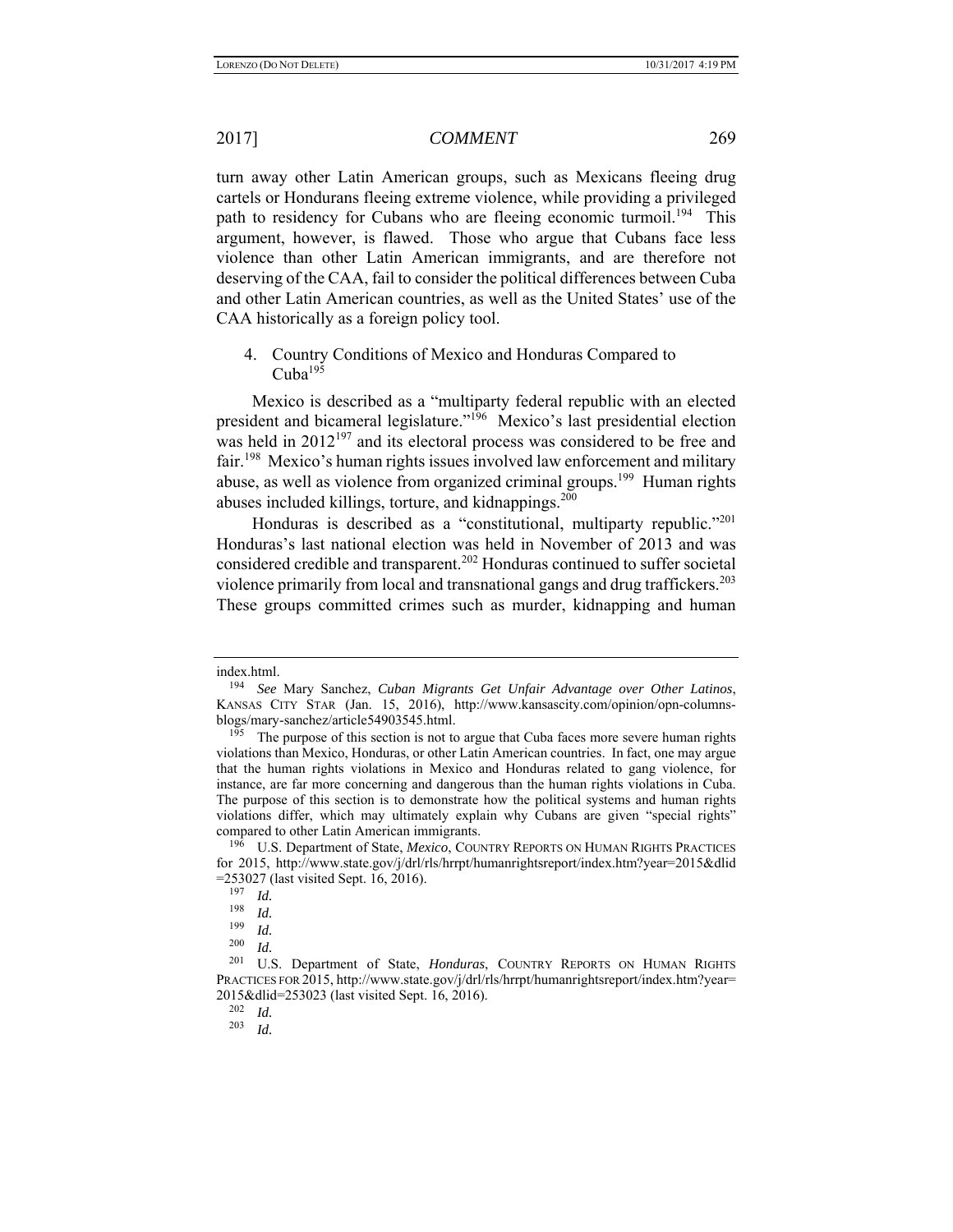turn away other Latin American groups, such as Mexicans fleeing drug cartels or Hondurans fleeing extreme violence, while providing a privileged path to residency for Cubans who are fleeing economic turmoil.[194] This argument, however, is flawed. Those who argue that Cubans face less violence than other Latin American immigrants, and are therefore not deserving of the CAA, fail to consider the political differences between Cuba and other Latin American countries, as well as the United States' use of the CAA historically as a foreign policy tool.

4. Country Conditions of Mexico and Honduras Compared to Cuba[195]

Mexico is described as a "multiparty federal republic with an elected president and bicameral legislature."[196] Mexico's last presidential election was held in 2012[197] and its electoral process was considered to be free and fair.[198] Mexico's human rights issues involved law enforcement and military abuse, as well as violence from organized criminal groups.[199] Human rights abuses included killings, torture, and kidnappings.[200]

Honduras is described as a "constitutional, multiparty republic."[201] Honduras's last national election was held in November of 2013 and was considered credible and transparent.[202] Honduras continued to suffer societal violence primarily from local and transnational gangs and drug traffickers.[203] These groups committed crimes such as murder, kidnapping and human

---

index.html.

[194] *See* Mary Sanchez, *Cuban Migrants Get Unfair Advantage over Other Latinos*, KANSAS CITY STAR (Jan. 15, 2016), http://www.kansascity.com/opinion/opn-columns-blogs/mary-sanchez/article54903545.html.

[195] The purpose of this section is not to argue that Cuba faces more severe human rights violations than Mexico, Honduras, or other Latin American countries. In fact, one may argue that the human rights violations in Mexico and Honduras related to gang violence, for instance, are far more concerning and dangerous than the human rights violations in Cuba. The purpose of this section is to demonstrate how the political systems and human rights violations differ, which may ultimately explain why Cubans are given "special rights" compared to other Latin American immigrants.

[196] U.S. Department of State, *Mexico*, COUNTRY REPORTS ON HUMAN RIGHTS PRACTICES for 2015, http://www.state.gov/j/drl/rls/hrrpt/humanrightsreport/index.htm?year=2015&dlid=253027 (last visited Sept. 16, 2016).

[197] *Id.*

[198] *Id.*

[199] *Id.*

[200] *Id.*

[201] U.S. Department of State, *Honduras*, COUNTRY REPORTS ON HUMAN RIGHTS PRACTICES FOR 2015, http://www.state.gov/j/drl/rls/hrrpt/humanrightsreport/index.htm?year=2015&dlid=253023 (last visited Sept. 16, 2016).

[202] *Id.*

[203] *Id.*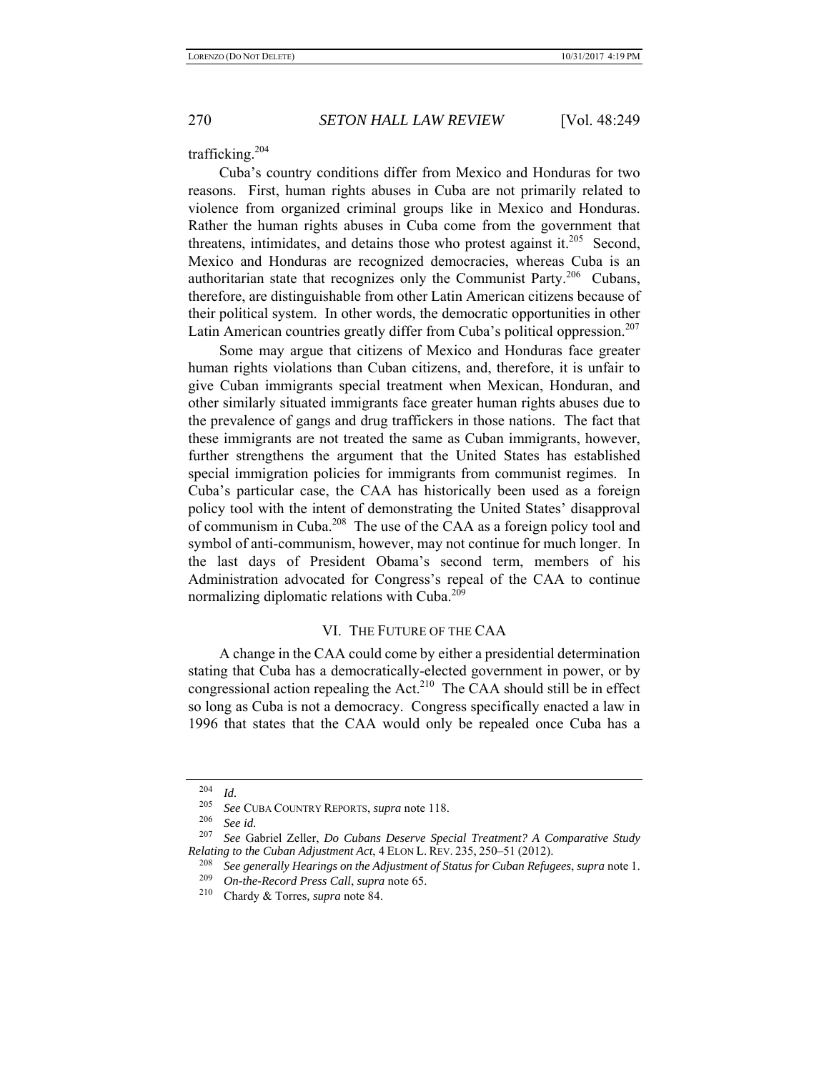trafficking.[204]

Cuba's country conditions differ from Mexico and Honduras for two reasons. First, human rights abuses in Cuba are not primarily related to violence from organized criminal groups like in Mexico and Honduras. Rather the human rights abuses in Cuba come from the government that threatens, intimidates, and detains those who protest against it.[205] Second, Mexico and Honduras are recognized democracies, whereas Cuba is an authoritarian state that recognizes only the Communist Party.[206] Cubans, therefore, are distinguishable from other Latin American citizens because of their political system. In other words, the democratic opportunities in other Latin American countries greatly differ from Cuba's political oppression.[207]

Some may argue that citizens of Mexico and Honduras face greater human rights violations than Cuban citizens, and, therefore, it is unfair to give Cuban immigrants special treatment when Mexican, Honduran, and other similarly situated immigrants face greater human rights abuses due to the prevalence of gangs and drug traffickers in those nations. The fact that these immigrants are not treated the same as Cuban immigrants, however, further strengthens the argument that the United States has established special immigration policies for immigrants from communist regimes. In Cuba's particular case, the CAA has historically been used as a foreign policy tool with the intent of demonstrating the United States' disapproval of communism in Cuba.[208] The use of the CAA as a foreign policy tool and symbol of anti-communism, however, may not continue for much longer. In the last days of President Obama's second term, members of his Administration advocated for Congress's repeal of the CAA to continue normalizing diplomatic relations with Cuba.[209]

## VI. THE FUTURE OF THE CAA

A change in the CAA could come by either a presidential determination stating that Cuba has a democratically-elected government in power, or by congressional action repealing the Act.[210] The CAA should still be in effect so long as Cuba is not a democracy. Congress specifically enacted a law in 1996 that states that the CAA would only be repealed once Cuba has a

---

[204] *Id.*

[205] *See* CUBA COUNTRY REPORTS, *supra* note 118.

[206] *See id.*

[207] *See* Gabriel Zeller, *Do Cubans Deserve Special Treatment? A Comparative Study Relating to the Cuban Adjustment Act*, 4 ELON L. REV. 235, 250–51 (2012).

[208] *See generally Hearings on the Adjustment of Status for Cuban Refugees*, *supra* note 1.

[209] *On-the-Record Press Call*, *supra* note 65.

[210] Chardy & Torres, *supra* note 84.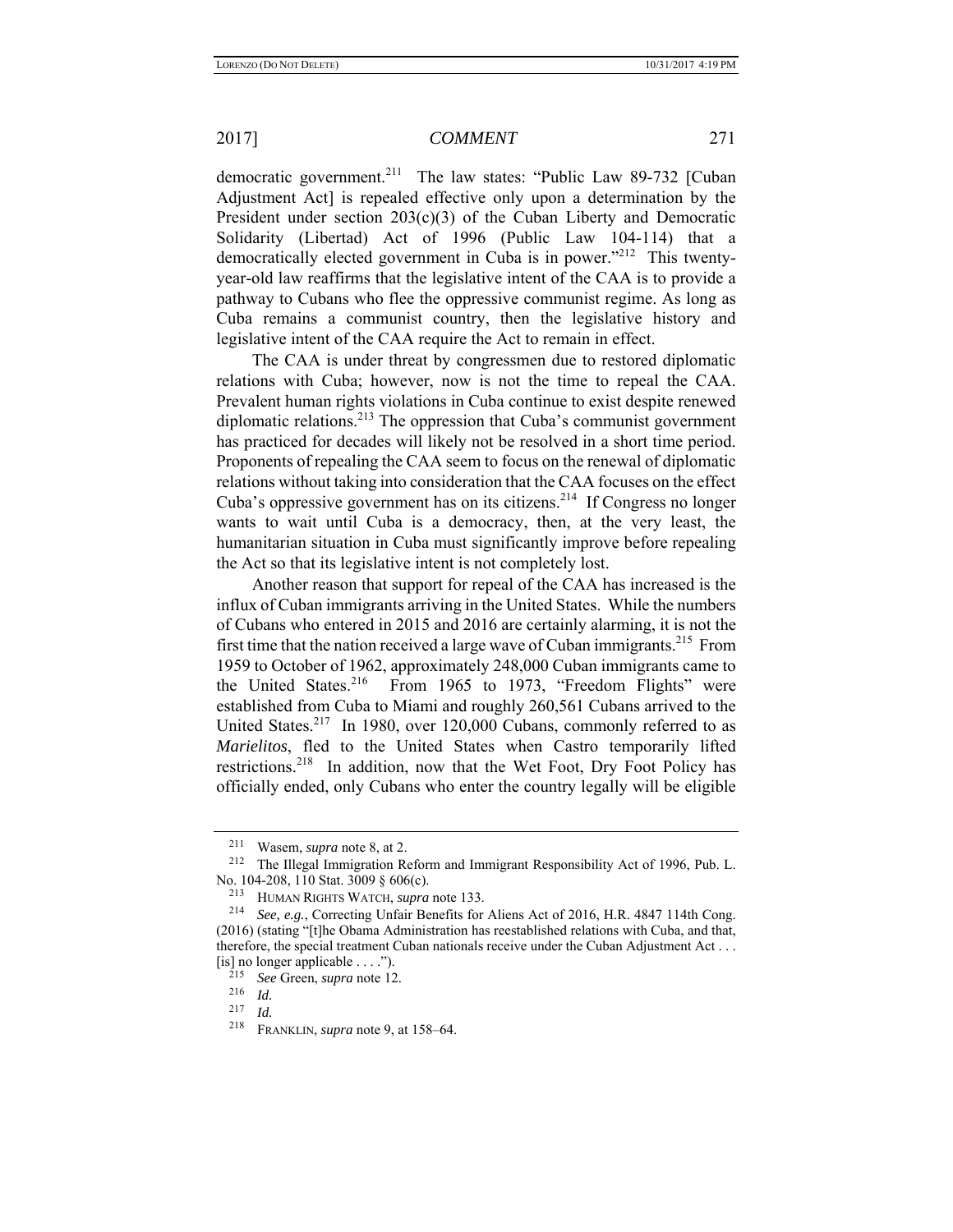democratic government.[211] The law states: "Public Law 89-732 [Cuban Adjustment Act] is repealed effective only upon a determination by the President under section 203(c)(3) of the Cuban Liberty and Democratic Solidarity (Libertad) Act of 1996 (Public Law 104-114) that a democratically elected government in Cuba is in power."[212] This twenty-year-old law reaffirms that the legislative intent of the CAA is to provide a pathway to Cubans who flee the oppressive communist regime. As long as Cuba remains a communist country, then the legislative history and legislative intent of the CAA require the Act to remain in effect.

The CAA is under threat by congressmen due to restored diplomatic relations with Cuba; however, now is not the time to repeal the CAA. Prevalent human rights violations in Cuba continue to exist despite renewed diplomatic relations.[213] The oppression that Cuba's communist government has practiced for decades will likely not be resolved in a short time period. Proponents of repealing the CAA seem to focus on the renewal of diplomatic relations without taking into consideration that the CAA focuses on the effect Cuba's oppressive government has on its citizens.[214] If Congress no longer wants to wait until Cuba is a democracy, then, at the very least, the humanitarian situation in Cuba must significantly improve before repealing the Act so that its legislative intent is not completely lost.

Another reason that support for repeal of the CAA has increased is the influx of Cuban immigrants arriving in the United States. While the numbers of Cubans who entered in 2015 and 2016 are certainly alarming, it is not the first time that the nation received a large wave of Cuban immigrants.[215] From 1959 to October of 1962, approximately 248,000 Cuban immigrants came to the United States.[216] From 1965 to 1973, "Freedom Flights" were established from Cuba to Miami and roughly 260,561 Cubans arrived to the United States.[217] In 1980, over 120,000 Cubans, commonly referred to as *Marielitos*, fled to the United States when Castro temporarily lifted restrictions.[218] In addition, now that the Wet Foot, Dry Foot Policy has officially ended, only Cubans who enter the country legally will be eligible

---

[211] Wasem, *supra* note 8, at 2.

[212] The Illegal Immigration Reform and Immigrant Responsibility Act of 1996, Pub. L. No. 104-208, 110 Stat. 3009 § 606(c).

[213] HUMAN RIGHTS WATCH, *supra* note 133.

[214] *See, e.g.*, Correcting Unfair Benefits for Aliens Act of 2016, H.R. 4847 114th Cong. (2016) (stating "[t]he Obama Administration has reestablished relations with Cuba, and that, therefore, the special treatment Cuban nationals receive under the Cuban Adjustment Act . . . [is] no longer applicable . . . .").

[215] *See* Green, *supra* note 12.

[216] *Id.*

[217] *Id.*

[218] FRANKLIN, *supra* note 9, at 158–64.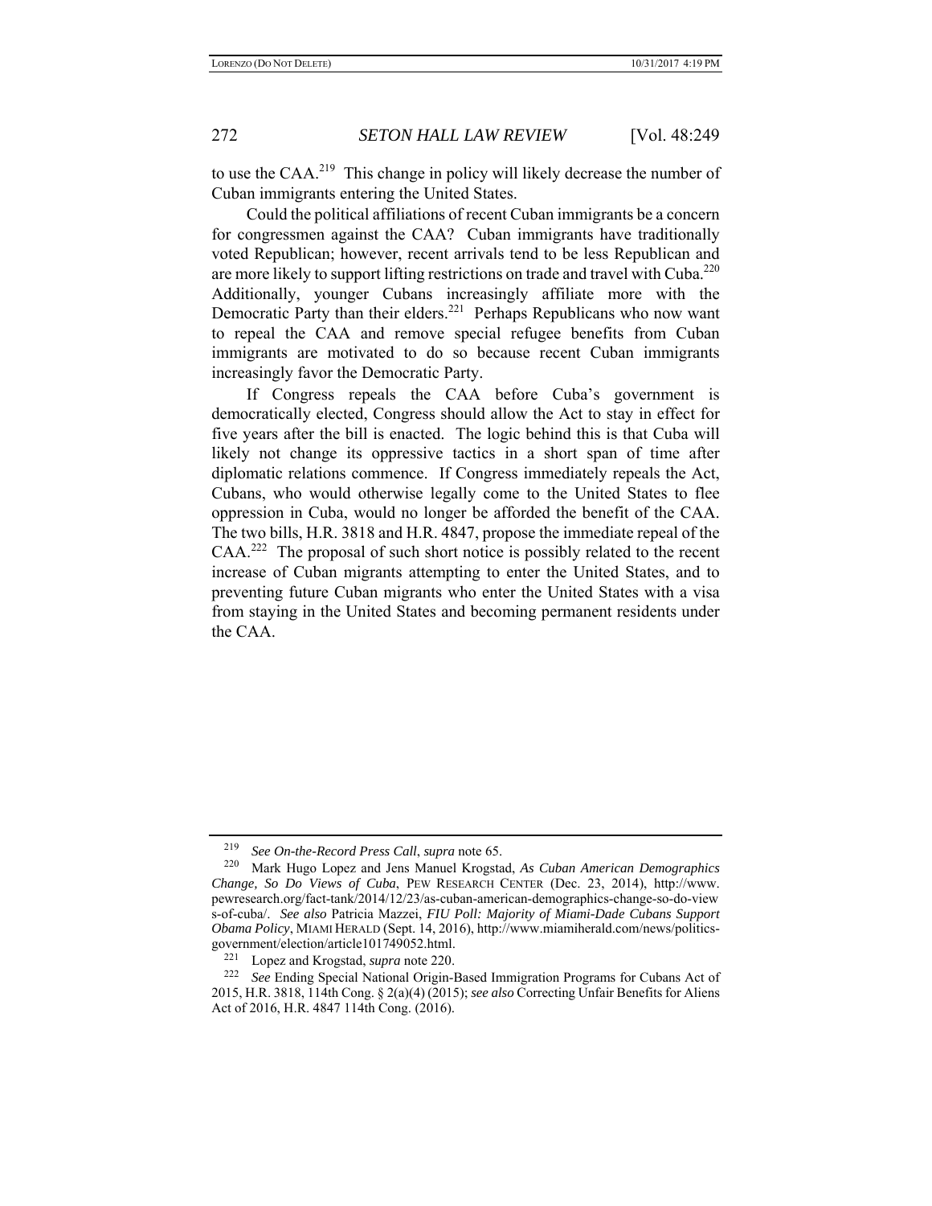to use the CAA.[219] This change in policy will likely decrease the number of Cuban immigrants entering the United States.

Could the political affiliations of recent Cuban immigrants be a concern for congressmen against the CAA? Cuban immigrants have traditionally voted Republican; however, recent arrivals tend to be less Republican and are more likely to support lifting restrictions on trade and travel with Cuba.[220] Additionally, younger Cubans increasingly affiliate more with the Democratic Party than their elders.[221] Perhaps Republicans who now want to repeal the CAA and remove special refugee benefits from Cuban immigrants are motivated to do so because recent Cuban immigrants increasingly favor the Democratic Party.

If Congress repeals the CAA before Cuba's government is democratically elected, Congress should allow the Act to stay in effect for five years after the bill is enacted. The logic behind this is that Cuba will likely not change its oppressive tactics in a short span of time after diplomatic relations commence. If Congress immediately repeals the Act, Cubans, who would otherwise legally come to the United States to flee oppression in Cuba, would no longer be afforded the benefit of the CAA. The two bills, H.R. 3818 and H.R. 4847, propose the immediate repeal of the CAA.[222] The proposal of such short notice is possibly related to the recent increase of Cuban migrants attempting to enter the United States, and to preventing future Cuban migrants who enter the United States with a visa from staying in the United States and becoming permanent residents under the CAA.

---

[219] *See On-the-Record Press Call*, *supra* note 65.

[220] Mark Hugo Lopez and Jens Manuel Krogstad, *As Cuban American Demographics Change, So Do Views of Cuba*, PEW RESEARCH CENTER (Dec. 23, 2014), http://www.pewresearch.org/fact-tank/2014/12/23/as-cuban-american-demographics-change-so-do-views-of-cuba/. *See also* Patricia Mazzei, *FIU Poll: Majority of Miami-Dade Cubans Support Obama Policy*, MIAMI HERALD (Sept. 14, 2016), http://www.miamiherald.com/news/politics-government/election/article101749052.html.

[221] Lopez and Krogstad, *supra* note 220.

[222] *See* Ending Special National Origin-Based Immigration Programs for Cubans Act of 2015, H.R. 3818, 114th Cong. § 2(a)(4) (2015); *see also* Correcting Unfair Benefits for Aliens Act of 2016, H.R. 4847 114th Cong. (2016).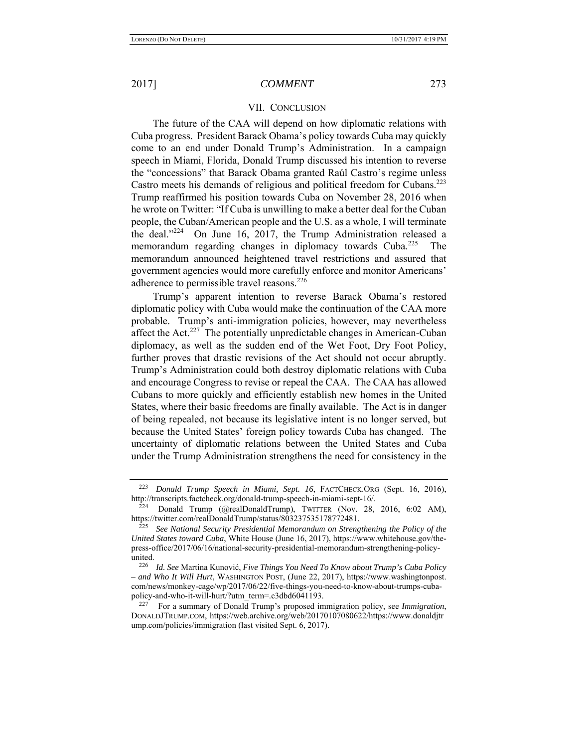## VII. CONCLUSION

The future of the CAA will depend on how diplomatic relations with Cuba progress. President Barack Obama's policy towards Cuba may quickly come to an end under Donald Trump's Administration. In a campaign speech in Miami, Florida, Donald Trump discussed his intention to reverse the "concessions" that Barack Obama granted Raúl Castro's regime unless Castro meets his demands of religious and political freedom for Cubans.[223] Trump reaffirmed his position towards Cuba on November 28, 2016 when he wrote on Twitter: "If Cuba is unwilling to make a better deal for the Cuban people, the Cuban/American people and the U.S. as a whole, I will terminate the deal."[224] On June 16, 2017, the Trump Administration released a memorandum regarding changes in diplomacy towards Cuba.[225] The memorandum announced heightened travel restrictions and assured that government agencies would more carefully enforce and monitor Americans' adherence to permissible travel reasons.[226]

Trump's apparent intention to reverse Barack Obama's restored diplomatic policy with Cuba would make the continuation of the CAA more probable. Trump's anti-immigration policies, however, may nevertheless affect the Act.[227] The potentially unpredictable changes in American-Cuban diplomacy, as well as the sudden end of the Wet Foot, Dry Foot Policy, further proves that drastic revisions of the Act should not occur abruptly. Trump's Administration could both destroy diplomatic relations with Cuba and encourage Congress to revise or repeal the CAA. The CAA has allowed Cubans to more quickly and efficiently establish new homes in the United States, where their basic freedoms are finally available. The Act is in danger of being repealed, not because its legislative intent is no longer served, but because the United States' foreign policy towards Cuba has changed. The uncertainty of diplomatic relations between the United States and Cuba under the Trump Administration strengthens the need for consistency in the

---

[223] *Donald Trump Speech in Miami, Sept. 16*, FACTCHECK.ORG (Sept. 16, 2016), http://transcripts.factcheck.org/donald-trump-speech-in-miami-sept-16/.

[224] Donald Trump (@realDonaldTrump), TWITTER (Nov. 28, 2016, 6:02 AM), https://twitter.com/realDonaldTrump/status/803237535178772481.

[225] *See National Security Presidential Memorandum on Strengthening the Policy of the United States toward Cuba*, White House (June 16, 2017), https://www.whitehouse.gov/the-press-office/2017/06/16/national-security-presidential-memorandum-strengthening-policy-united.

[226] *Id. See* Martina Kunović, *Five Things You Need To Know about Trump's Cuba Policy – and Who It Will Hurt*, WASHINGTON POST, (June 22, 2017), https://www.washingtonpost.com/news/monkey-cage/wp/2017/06/22/five-things-you-need-to-know-about-trumps-cuba-policy-and-who-it-will-hurt/?utm_term=.c3dbd6041193.

[227] For a summary of Donald Trump's proposed immigration policy, see *Immigration*, DONALDJTRUMP.COM, https://web.archive.org/web/20170107080622/https://www.donaldjtrump.com/policies/immigration (last visited Sept. 6, 2017).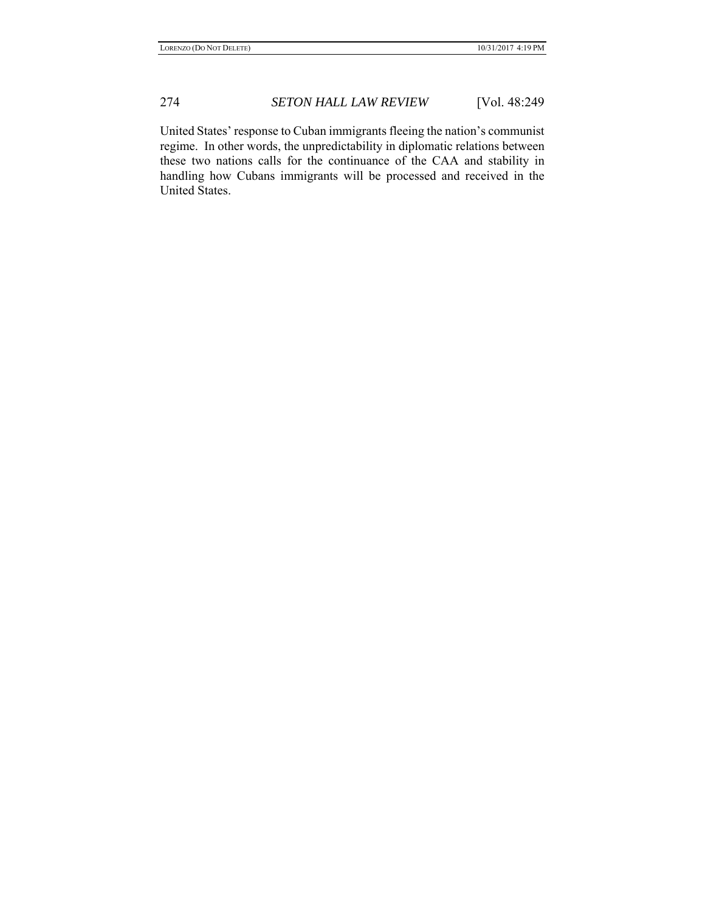United States' response to Cuban immigrants fleeing the nation's communist regime. In other words, the unpredictability in diplomatic relations between these two nations calls for the continuance of the CAA and stability in handling how Cubans immigrants will be processed and received in the United States.